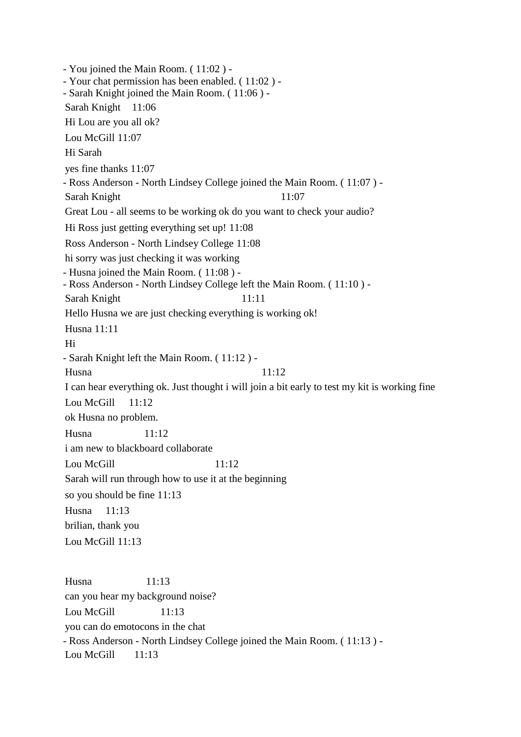- You joined the Main Room. ( 11:02 ) -
- Your chat permission has been enabled. ( 11:02 ) -
- Sarah Knight joined the Main Room. ( 11:06 ) -

Sarah Knight 11:06

Hi Lou are you all ok?

Lou McGill 11:07

Hi Sarah

yes fine thanks 11:07

- Ross Anderson - North Lindsey College joined the Main Room. ( 11:07 ) -

Sarah Knight 11:07

Great Lou - all seems to be working ok do you want to check your audio?

Hi Ross just getting everything set up! 11:08

Ross Anderson - North Lindsey College 11:08

hi sorry was just checking it was working

- Husna joined the Main Room. ( 11:08 ) -
- Ross Anderson - North Lindsey College left the Main Room. ( 11:10 ) -

Sarah Knight 11:11

Hello Husna we are just checking everything is working ok!

Husna 11:11

Hi

- Sarah Knight left the Main Room. ( 11:12 ) -

Husna 11:12

I can hear everything ok. Just thought i will join a bit early to test my kit is working fine

Lou McGill 11:12

ok Husna no problem.

Husna 11:12

i am new to blackboard collaborate

Lou McGill 11:12

Sarah will run through how to use it at the beginning

so you should be fine 11:13

Husna 11:13

brilian, thank you

Lou McGill 11:13

Husna 11:13

can you hear my background noise?

Lou McGill 11:13

you can do emotocons in the chat

- Ross Anderson - North Lindsey College joined the Main Room. ( 11:13 ) -

Lou McGill 11:13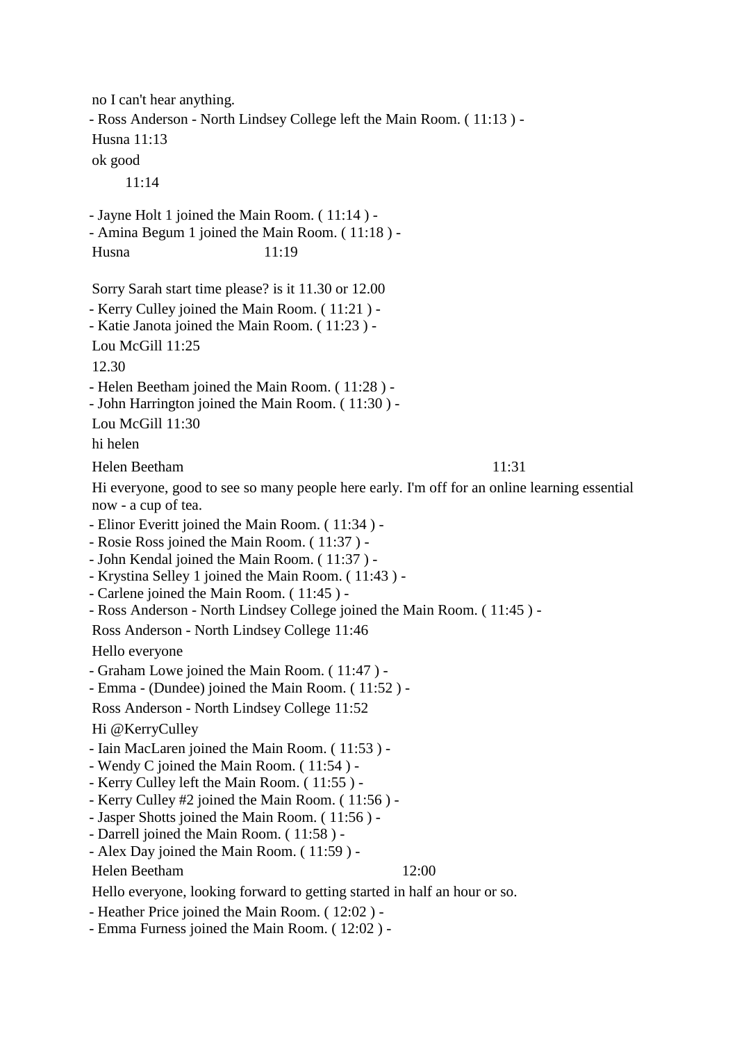no I can't hear anything.

- Ross Anderson - North Lindsey College left the Main Room. ( 11:13 ) -

Husna 11:13

ok good

11:14

- Jayne Holt 1 joined the Main Room. ( 11:14 ) -
- Amina Begum 1 joined the Main Room. ( 11:18 ) -

Husna 11:19

Sorry Sarah start time please? is it 11.30 or 12.00

- Kerry Culley joined the Main Room. ( 11:21 ) -
- Katie Janota joined the Main Room. ( 11:23 ) -

Lou McGill 11:25

12.30

- Helen Beetham joined the Main Room. ( 11:28 ) -
- John Harrington joined the Main Room. ( 11:30 ) -

Lou McGill 11:30

hi helen

Helen Beetham 11:31

Hi everyone, good to see so many people here early. I'm off for an online learning essential now - a cup of tea.

- Elinor Everitt joined the Main Room. ( 11:34 ) -
- Rosie Ross joined the Main Room. ( 11:37 ) -
- John Kendal joined the Main Room. ( 11:37 ) -
- Krystina Selley 1 joined the Main Room. ( 11:43 ) -
- Carlene joined the Main Room. ( 11:45 ) -
- Ross Anderson - North Lindsey College joined the Main Room. ( 11:45 ) -

Ross Anderson - North Lindsey College 11:46

Hello everyone

- Graham Lowe joined the Main Room. ( 11:47 ) -
- Emma - (Dundee) joined the Main Room. ( 11:52 ) -

Ross Anderson - North Lindsey College 11:52

Hi @KerryCulley

- Iain MacLaren joined the Main Room. ( 11:53 ) -
- Wendy C joined the Main Room. ( 11:54 ) -
- Kerry Culley left the Main Room. ( 11:55 ) -
- Kerry Culley #2 joined the Main Room. ( 11:56 ) -
- Jasper Shotts joined the Main Room. ( 11:56 ) -
- Darrell joined the Main Room. ( 11:58 ) -
- Alex Day joined the Main Room. ( 11:59 ) -

Helen Beetham 12:00

Hello everyone, looking forward to getting started in half an hour or so.

- Heather Price joined the Main Room. ( 12:02 ) -
- Emma Furness joined the Main Room. ( 12:02 ) -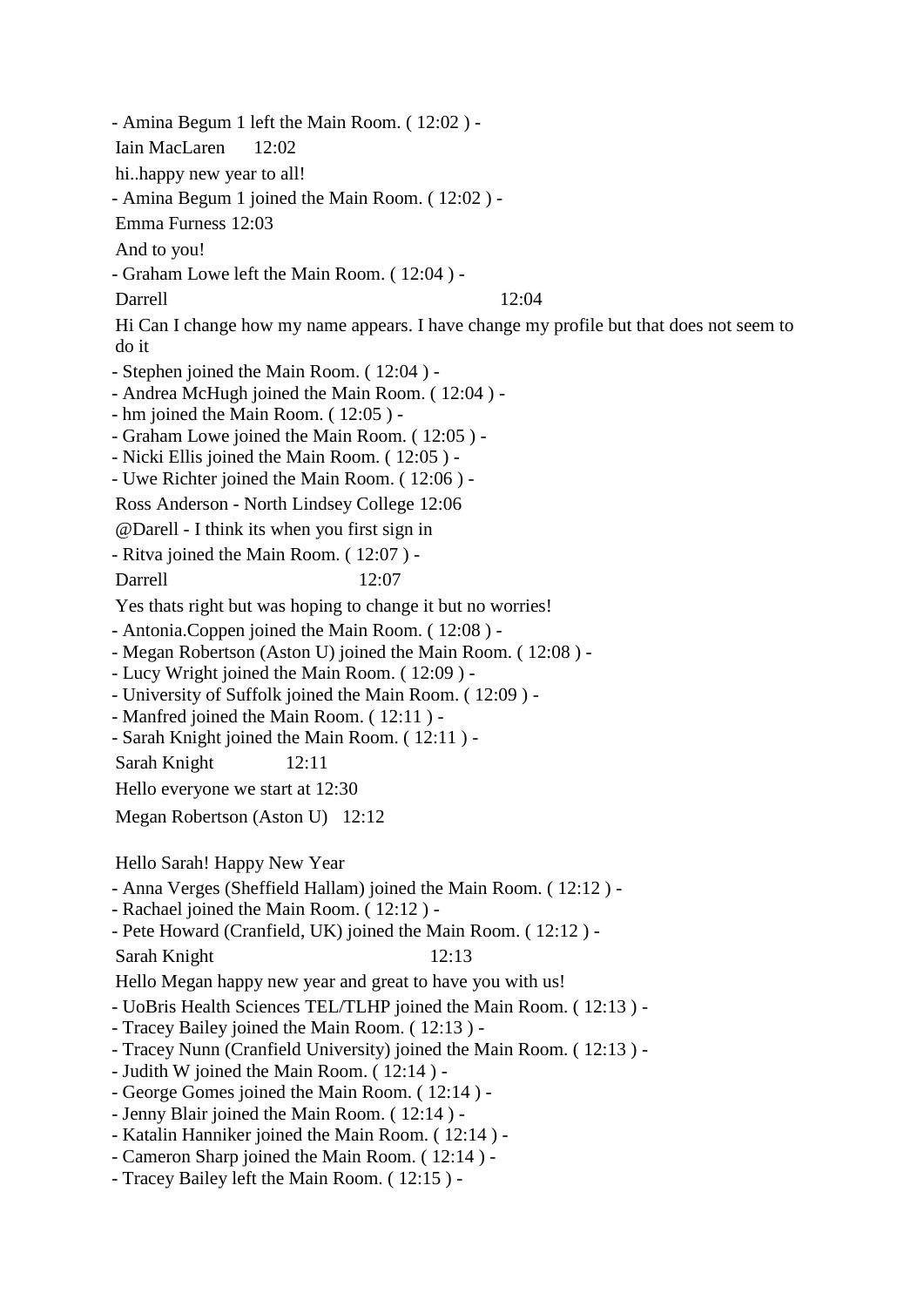- Amina Begum 1 left the Main Room. ( 12:02 ) -

Iain MacLaren 12:02

hi..happy new year to all!

- Amina Begum 1 joined the Main Room. ( 12:02 ) -

Emma Furness 12:03

And to you!

- Graham Lowe left the Main Room. ( 12:04 ) -

Darrell 12:04

Hi Can I change how my name appears. I have change my profile but that does not seem to do it

- Stephen joined the Main Room. ( 12:04 ) -
- Andrea McHugh joined the Main Room. ( 12:04 ) -
- hm joined the Main Room. ( 12:05 ) -
- Graham Lowe joined the Main Room. ( 12:05 ) -
- Nicki Ellis joined the Main Room. ( 12:05 ) -
- Uwe Richter joined the Main Room. ( 12:06 ) -

Ross Anderson - North Lindsey College 12:06

@Darell - I think its when you first sign in

- Ritva joined the Main Room. ( 12:07 ) -

Darrell 12:07

Yes thats right but was hoping to change it but no worries!

- Antonia.Coppen joined the Main Room. ( 12:08 ) -
- Megan Robertson (Aston U) joined the Main Room. ( 12:08 ) -
- Lucy Wright joined the Main Room. ( 12:09 ) -
- University of Suffolk joined the Main Room. ( 12:09 ) -
- Manfred joined the Main Room. ( 12:11 ) -
- Sarah Knight joined the Main Room. ( 12:11 ) -

Sarah Knight 12:11

Hello everyone we start at 12:30

Megan Robertson (Aston U) 12:12

Hello Sarah! Happy New Year

- Anna Verges (Sheffield Hallam) joined the Main Room. ( 12:12 ) -
- Rachael joined the Main Room. ( 12:12 ) -
- Pete Howard (Cranfield, UK) joined the Main Room. ( 12:12 ) -

Sarah Knight 12:13

Hello Megan happy new year and great to have you with us!

- UoBris Health Sciences TEL/TLHP joined the Main Room. ( 12:13 ) -
- Tracey Bailey joined the Main Room. ( 12:13 ) -
- Tracey Nunn (Cranfield University) joined the Main Room. ( 12:13 ) -
- Judith W joined the Main Room. ( 12:14 ) -
- George Gomes joined the Main Room. ( 12:14 ) -
- Jenny Blair joined the Main Room. ( 12:14 ) -
- Katalin Hanniker joined the Main Room. ( 12:14 ) -
- Cameron Sharp joined the Main Room. ( 12:14 ) -
- Tracey Bailey left the Main Room. ( 12:15 ) -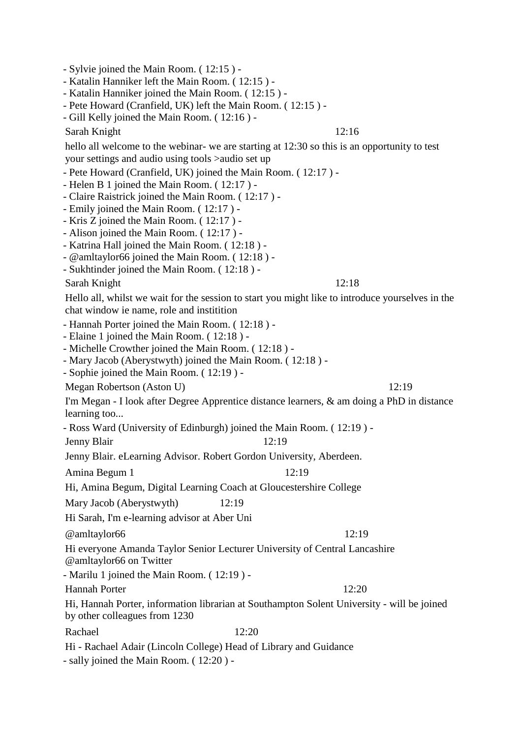- Sylvie joined the Main Room. ( 12:15 ) -
- Katalin Hanniker left the Main Room. ( 12:15 ) -
- Katalin Hanniker joined the Main Room. ( 12:15 ) -
- Pete Howard (Cranfield, UK) left the Main Room. ( 12:15 ) -
- Gill Kelly joined the Main Room. ( 12:16 ) -

Sarah Knight 12:16

hello all welcome to the webinar- we are starting at 12:30 so this is an opportunity to test your settings and audio using tools >audio set up

- Pete Howard (Cranfield, UK) joined the Main Room. ( 12:17 ) -
- Helen B 1 joined the Main Room. ( 12:17 ) -
- Claire Raistrick joined the Main Room. ( 12:17 ) -
- Emily joined the Main Room. ( 12:17 ) -
- Kris Z joined the Main Room. ( 12:17 ) -
- Alison joined the Main Room. ( 12:17 ) -
- Katrina Hall joined the Main Room. ( 12:18 ) -
- @amltaylor66 joined the Main Room. ( 12:18 ) -
- Sukhtinder joined the Main Room. ( 12:18 ) -

Sarah Knight 12:18

Hello all, whilst we wait for the session to start you might like to introduce yourselves in the chat window ie name, role and institition

- Hannah Porter joined the Main Room. ( 12:18 ) -
- Elaine 1 joined the Main Room. ( 12:18 ) -
- Michelle Crowther joined the Main Room. ( 12:18 ) -
- Mary Jacob (Aberystwyth) joined the Main Room. ( 12:18 ) -
- Sophie joined the Main Room. ( 12:19 ) -

Megan Robertson (Aston U) 12:19

I'm Megan - I look after Degree Apprentice distance learners, & am doing a PhD in distance learning too...

- Ross Ward (University of Edinburgh) joined the Main Room. ( 12:19 ) -

Jenny Blair 12:19

Jenny Blair. eLearning Advisor. Robert Gordon University, Aberdeen.

Amina Begum 1 12:19

Hi, Amina Begum, Digital Learning Coach at Gloucestershire College

Mary Jacob (Aberystwyth) 12:19

Hi Sarah, I'm e-learning advisor at Aber Uni

@amltaylor66 12:19

Hi everyone Amanda Taylor Senior Lecturer University of Central Lancashire @amltaylor66 on Twitter

- Marilu 1 joined the Main Room. ( 12:19 ) -

Hannah Porter 12:20

Hi, Hannah Porter, information librarian at Southampton Solent University - will be joined by other colleagues from 1230

Rachael 12:20

Hi - Rachael Adair (Lincoln College) Head of Library and Guidance

- sally joined the Main Room. ( 12:20 ) -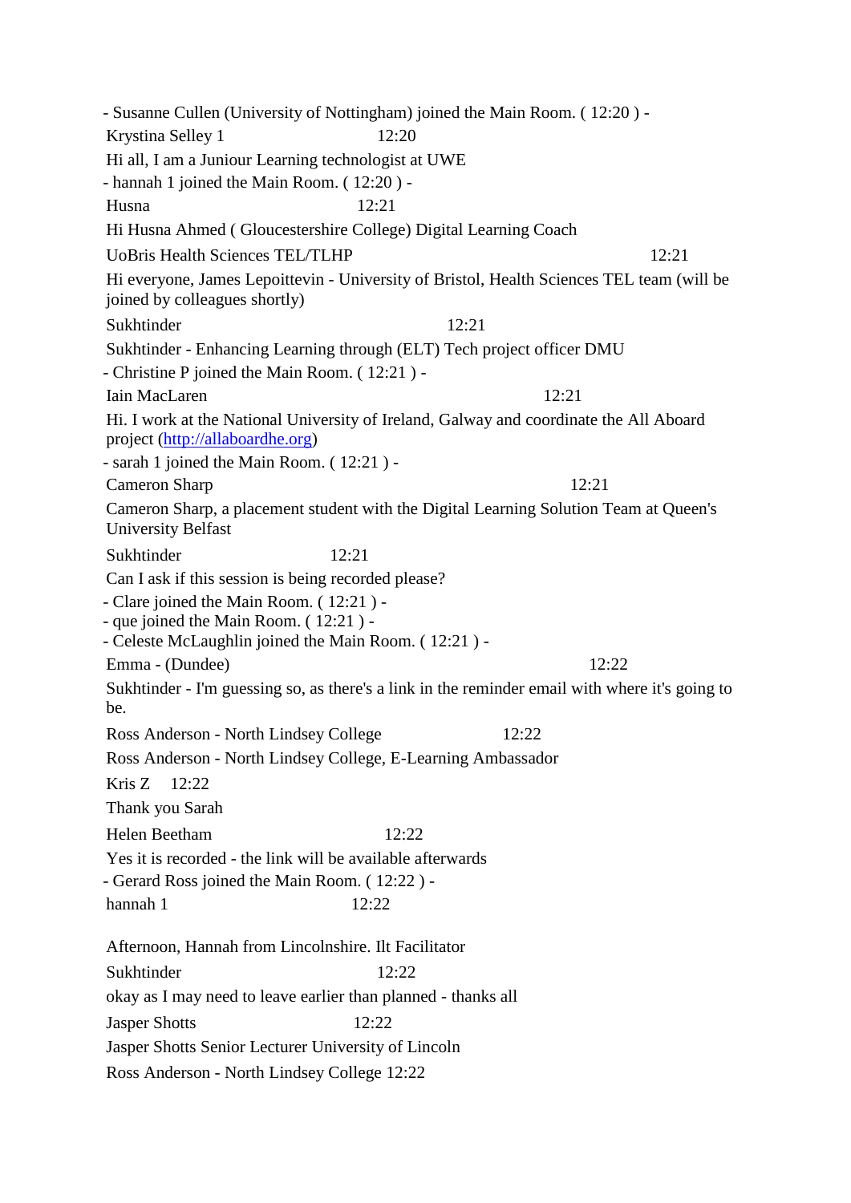- Susanne Cullen (University of Nottingham) joined the Main Room. ( 12:20 ) -

Krystina Selley 1 12:20

Hi all, I am a Juniour Learning technologist at UWE

- hannah 1 joined the Main Room. ( 12:20 ) -

Husna 12:21

Hi Husna Ahmed ( Gloucestershire College) Digital Learning Coach

UoBris Health Sciences TEL/TLHP 12:21

Hi everyone, James Lepoittevin - University of Bristol, Health Sciences TEL team (will be joined by colleagues shortly)

Sukhtinder 12:21

Sukhtinder - Enhancing Learning through (ELT) Tech project officer DMU

- Christine P joined the Main Room. ( 12:21 ) -

Iain MacLaren 12:21

Hi. I work at the National University of Ireland, Galway and coordinate the All Aboard project ([http://allaboardhe.org](http://allaboardhe.org))

- sarah 1 joined the Main Room. ( 12:21 ) -

Cameron Sharp 12:21

Cameron Sharp, a placement student with the Digital Learning Solution Team at Queen's University Belfast

Sukhtinder 12:21

Can I ask if this session is being recorded please?

- Clare joined the Main Room. ( 12:21 ) -
- que joined the Main Room. ( 12:21 ) -
- Celeste McLaughlin joined the Main Room. ( 12:21 ) -

Emma - (Dundee) 12:22

Sukhtinder - I'm guessing so, as there's a link in the reminder email with where it's going to be.

Ross Anderson - North Lindsey College 12:22

Ross Anderson - North Lindsey College, E-Learning Ambassador

Kris Z 12:22

Thank you Sarah

Helen Beetham 12:22

Yes it is recorded - the link will be available afterwards

- Gerard Ross joined the Main Room. ( 12:22 ) -

hannah 1 12:22

Afternoon, Hannah from Lincolnshire. Ilt Facilitator

Sukhtinder 12:22

okay as I may need to leave earlier than planned - thanks all

Jasper Shotts 12:22

Jasper Shotts Senior Lecturer University of Lincoln

Ross Anderson - North Lindsey College 12:22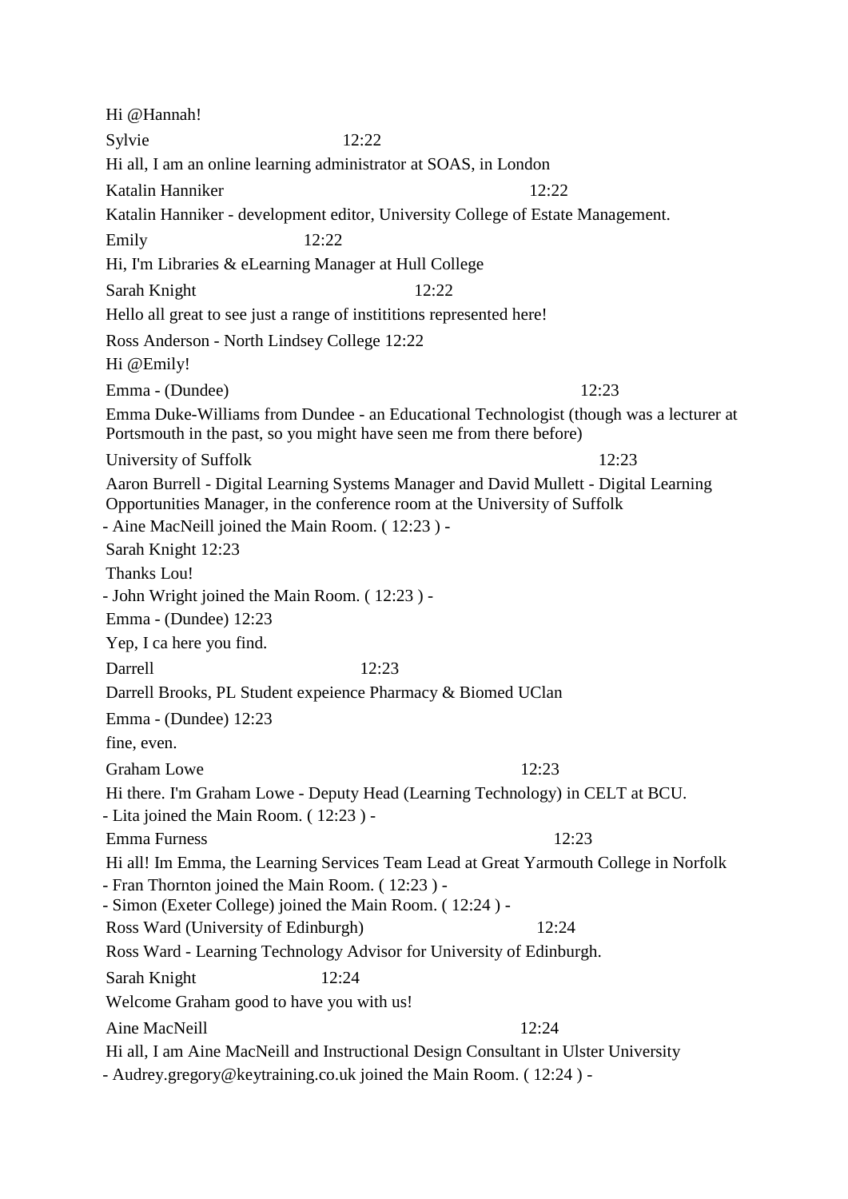Hi @Hannah!

Sylvie 12:22

Hi all, I am an online learning administrator at SOAS, in London

Katalin Hanniker 12:22

Katalin Hanniker - development editor, University College of Estate Management.

Emily 12:22

Hi, I'm Libraries & eLearning Manager at Hull College

Sarah Knight 12:22

Hello all great to see just a range of instititions represented here!

Ross Anderson - North Lindsey College 12:22

Hi @Emily!

Emma - (Dundee) 12:23

Emma Duke-Williams from Dundee - an Educational Technologist (though was a lecturer at Portsmouth in the past, so you might have seen me from there before)

University of Suffolk 12:23

Aaron Burrell - Digital Learning Systems Manager and David Mullett - Digital Learning Opportunities Manager, in the conference room at the University of Suffolk

- Aine MacNeill joined the Main Room. ( 12:23 ) -

Sarah Knight 12:23

Thanks Lou!

- John Wright joined the Main Room. ( 12:23 ) -

Emma - (Dundee) 12:23

Yep, I ca here you find.

Darrell 12:23

Darrell Brooks, PL Student expeience Pharmacy & Biomed UClan

Emma - (Dundee) 12:23

fine, even.

Graham Lowe 12:23

Hi there. I'm Graham Lowe - Deputy Head (Learning Technology) in CELT at BCU.

- Lita joined the Main Room. ( 12:23 ) -

Emma Furness 12:23

Hi all! Im Emma, the Learning Services Team Lead at Great Yarmouth College in Norfolk

- Fran Thornton joined the Main Room. ( 12:23 ) -

- Simon (Exeter College) joined the Main Room. ( 12:24 ) -

Ross Ward (University of Edinburgh) 12:24

Ross Ward - Learning Technology Advisor for University of Edinburgh.

Sarah Knight 12:24

Welcome Graham good to have you with us!

Aine MacNeill 12:24

Hi all, I am Aine MacNeill and Instructional Design Consultant in Ulster University

- Audrey.gregory@keytraining.co.uk joined the Main Room. ( 12:24 ) -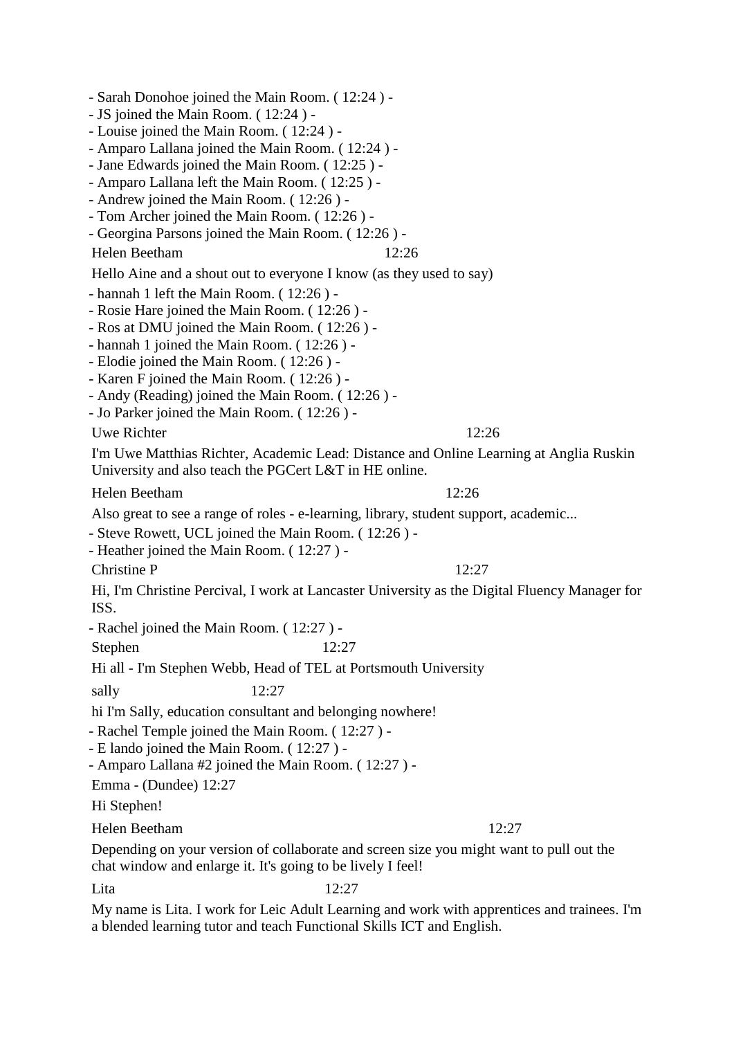- Sarah Donohoe joined the Main Room. ( 12:24 ) -
- JS joined the Main Room. ( 12:24 ) -
- Louise joined the Main Room. ( 12:24 ) -
- Amparo Lallana joined the Main Room. ( 12:24 ) -
- Jane Edwards joined the Main Room. ( 12:25 ) -
- Amparo Lallana left the Main Room. ( 12:25 ) -
- Andrew joined the Main Room. ( 12:26 ) -
- Tom Archer joined the Main Room. ( 12:26 ) -
- Georgina Parsons joined the Main Room. ( 12:26 ) -

Helen Beetham 12:26

Hello Aine and a shout out to everyone I know (as they used to say)

- hannah 1 left the Main Room. ( 12:26 ) -
- Rosie Hare joined the Main Room. ( 12:26 ) -
- Ros at DMU joined the Main Room. ( 12:26 ) -
- hannah 1 joined the Main Room. ( 12:26 ) -
- Elodie joined the Main Room. ( 12:26 ) -
- Karen F joined the Main Room. ( 12:26 ) -
- Andy (Reading) joined the Main Room. ( 12:26 ) -
- Jo Parker joined the Main Room. ( 12:26 ) -

Uwe Richter 12:26

I'm Uwe Matthias Richter, Academic Lead: Distance and Online Learning at Anglia Ruskin University and also teach the PGCert L&T in HE online.

Helen Beetham 12:26

Also great to see a range of roles - e-learning, library, student support, academic...

- Steve Rowett, UCL joined the Main Room. ( 12:26 ) -
- Heather joined the Main Room. ( 12:27 ) -

Christine P 12:27

Hi, I'm Christine Percival, I work at Lancaster University as the Digital Fluency Manager for ISS.

- Rachel joined the Main Room. ( 12:27 ) -

Stephen 12:27

Hi all - I'm Stephen Webb, Head of TEL at Portsmouth University

sally 12:27

hi I'm Sally, education consultant and belonging nowhere!

- Rachel Temple joined the Main Room. ( 12:27 ) -
- E lando joined the Main Room. ( 12:27 ) -
- Amparo Lallana #2 joined the Main Room. ( 12:27 ) -

Emma - (Dundee) 12:27

Hi Stephen!

Helen Beetham 12:27

Depending on your version of collaborate and screen size you might want to pull out the chat window and enlarge it. It's going to be lively I feel!

Lita 12:27

My name is Lita. I work for Leic Adult Learning and work with apprentices and trainees. I'm a blended learning tutor and teach Functional Skills ICT and English.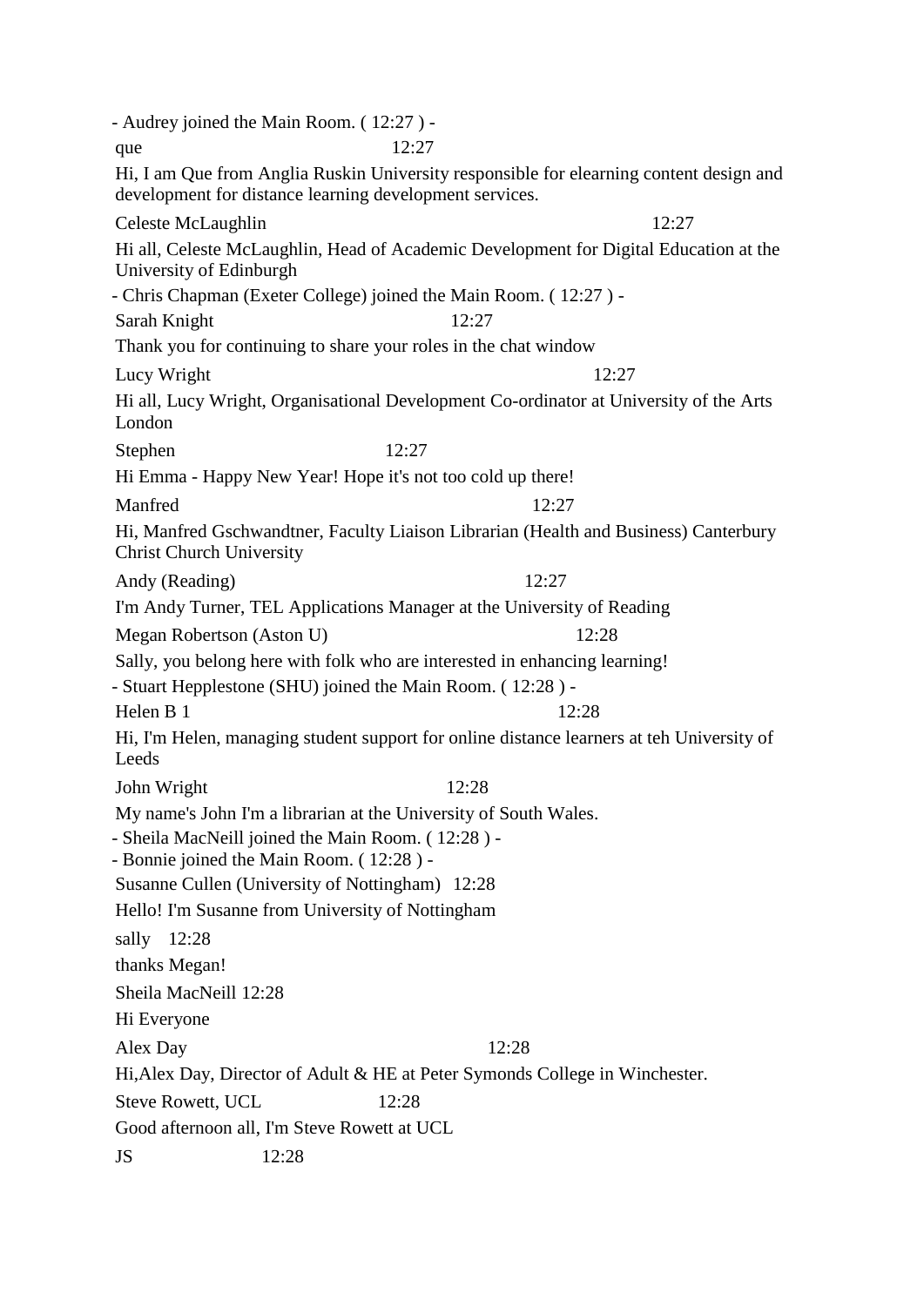- Audrey joined the Main Room. ( 12:27 ) -

que 12:27

Hi, I am Que from Anglia Ruskin University responsible for elearning content design and development for distance learning development services.

Celeste McLaughlin 12:27

Hi all, Celeste McLaughlin, Head of Academic Development for Digital Education at the University of Edinburgh

- Chris Chapman (Exeter College) joined the Main Room. ( 12:27 ) -

Sarah Knight 12:27

Thank you for continuing to share your roles in the chat window

Lucy Wright 12:27

Hi all, Lucy Wright, Organisational Development Co-ordinator at University of the Arts London

Stephen 12:27

Hi Emma - Happy New Year! Hope it's not too cold up there!

Manfred 12:27

Hi, Manfred Gschwandtner, Faculty Liaison Librarian (Health and Business) Canterbury Christ Church University

Andy (Reading) 12:27

I'm Andy Turner, TEL Applications Manager at the University of Reading

Megan Robertson (Aston U) 12:28

Sally, you belong here with folk who are interested in enhancing learning!

- Stuart Hepplestone (SHU) joined the Main Room. ( 12:28 ) -

Helen B 1 12:28

Hi, I'm Helen, managing student support for online distance learners at teh University of Leeds

John Wright 12:28

My name's John I'm a librarian at the University of South Wales.

- Sheila MacNeill joined the Main Room. ( 12:28 ) -

- Bonnie joined the Main Room. ( 12:28 ) -

Susanne Cullen (University of Nottingham) 12:28

Hello! I'm Susanne from University of Nottingham

sally 12:28

thanks Megan!

Sheila MacNeill 12:28

Hi Everyone

Alex Day 12:28

Hi,Alex Day, Director of Adult & HE at Peter Symonds College in Winchester.

Steve Rowett, UCL 12:28

Good afternoon all, I'm Steve Rowett at UCL

JS 12:28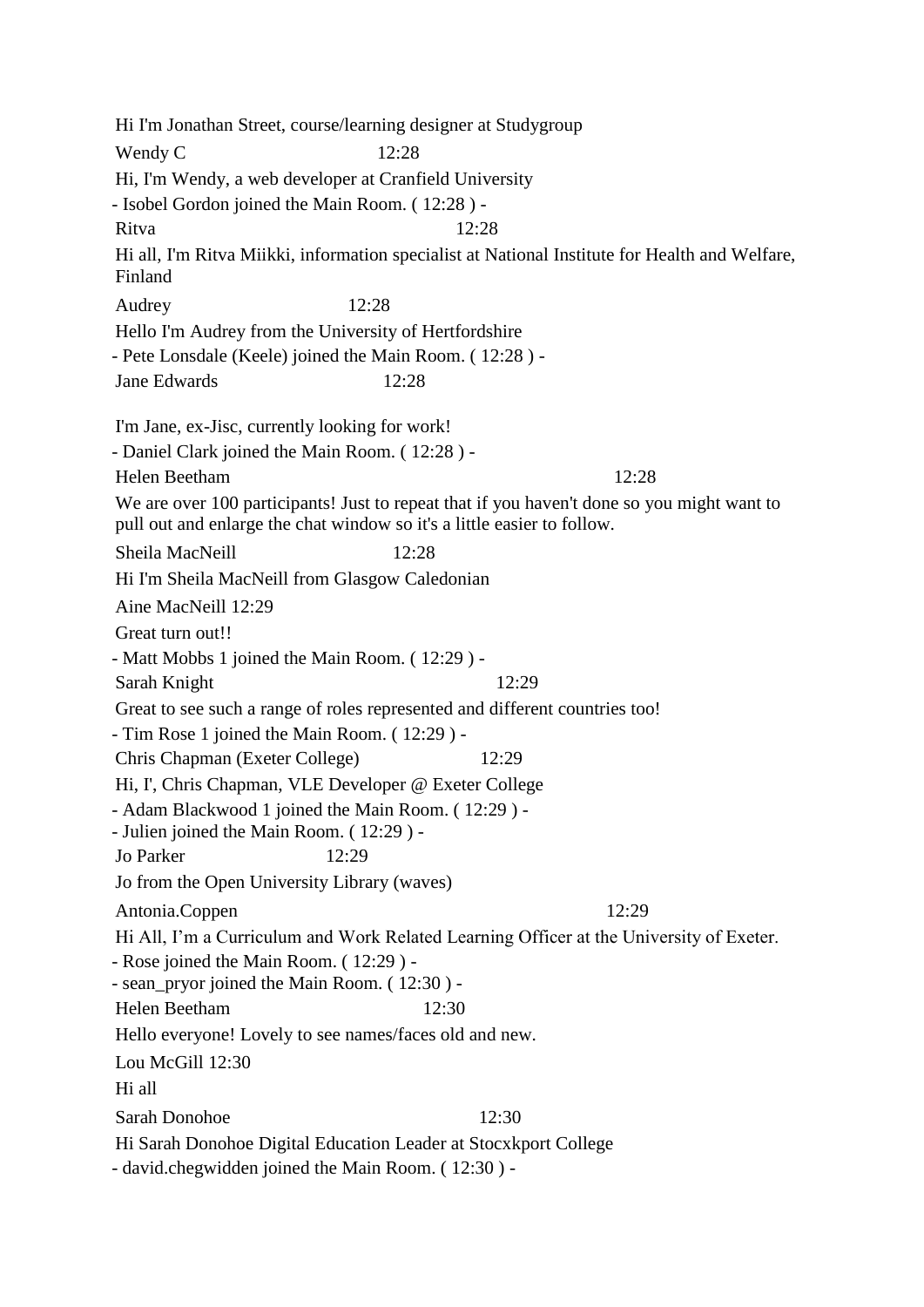Hi I'm Jonathan Street, course/learning designer at Studygroup

Wendy C 12:28

Hi, I'm Wendy, a web developer at Cranfield University

- Isobel Gordon joined the Main Room. ( 12:28 ) -

Ritva 12:28

Hi all, I'm Ritva Miikki, information specialist at National Institute for Health and Welfare, Finland

Audrey 12:28

Hello I'm Audrey from the University of Hertfordshire

- Pete Lonsdale (Keele) joined the Main Room. ( 12:28 ) -

Jane Edwards 12:28

I'm Jane, ex-Jisc, currently looking for work!

- Daniel Clark joined the Main Room. ( 12:28 ) -

Helen Beetham 12:28

We are over 100 participants! Just to repeat that if you haven't done so you might want to pull out and enlarge the chat window so it's a little easier to follow.

Sheila MacNeill 12:28

Hi I'm Sheila MacNeill from Glasgow Caledonian

Aine MacNeill 12:29

Great turn out!!

- Matt Mobbs 1 joined the Main Room. ( 12:29 ) -

Sarah Knight 12:29

Great to see such a range of roles represented and different countries too!

- Tim Rose 1 joined the Main Room. ( 12:29 ) -

Chris Chapman (Exeter College) 12:29

Hi, I', Chris Chapman, VLE Developer @ Exeter College

- Adam Blackwood 1 joined the Main Room. ( 12:29 ) -

- Julien joined the Main Room. ( 12:29 ) -

Jo Parker 12:29

Jo from the Open University Library (waves)

Antonia.Coppen 12:29

Hi All, I'm a Curriculum and Work Related Learning Officer at the University of Exeter.

- Rose joined the Main Room. ( 12:29 ) -

- sean_pryor joined the Main Room. ( 12:30 ) -

Helen Beetham 12:30

Hello everyone! Lovely to see names/faces old and new.

Lou McGill 12:30

Hi all

Sarah Donohoe 12:30

Hi Sarah Donohoe Digital Education Leader at Stocxkport College

- david.chegwidden joined the Main Room. ( 12:30 ) -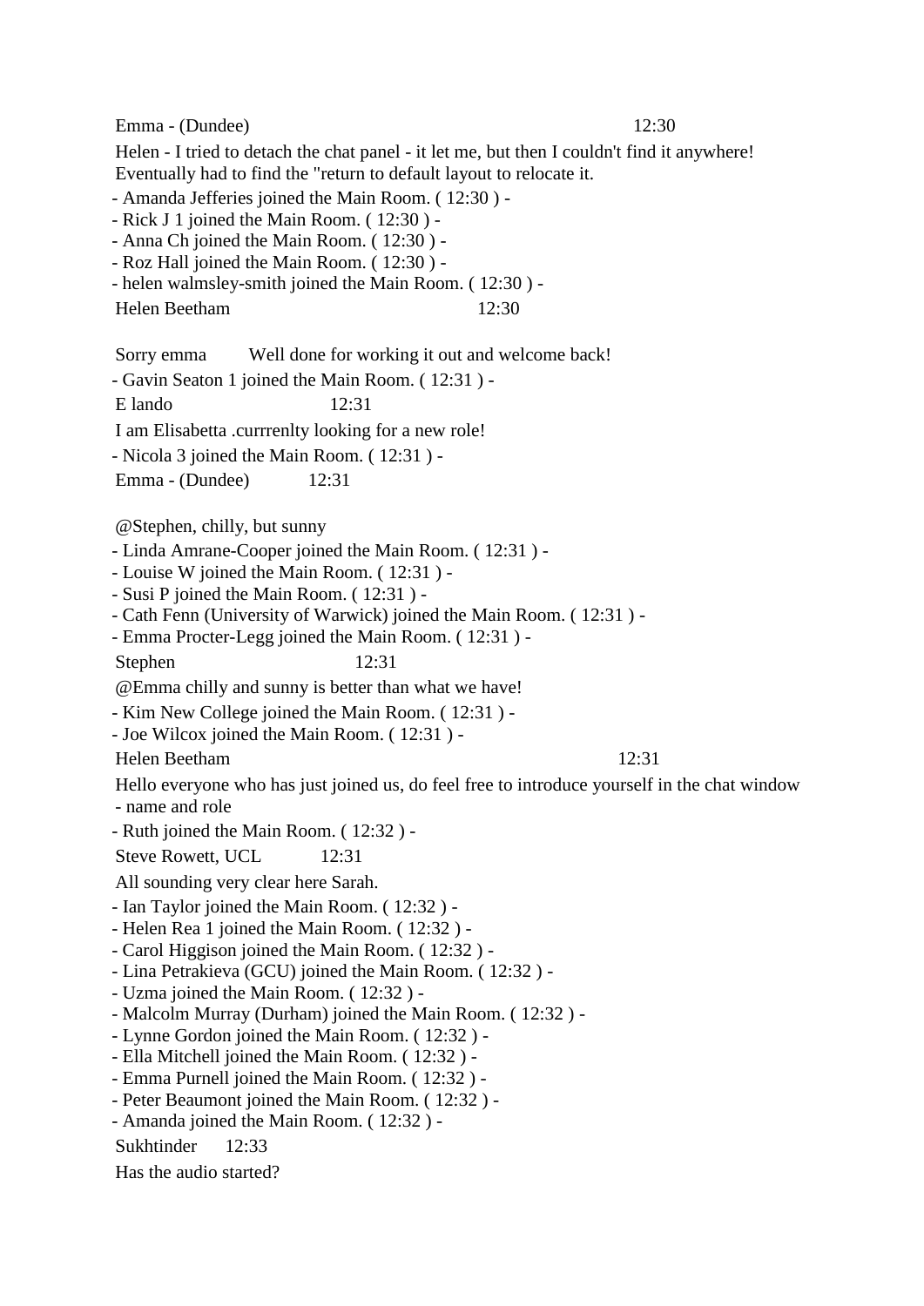Emma - (Dundee) 12:30

Helen - I tried to detach the chat panel - it let me, but then I couldn't find it anywhere! Eventually had to find the "return to default layout to relocate it.

- Amanda Jefferies joined the Main Room. ( 12:30 ) -
- Rick J 1 joined the Main Room. ( 12:30 ) -
- Anna Ch joined the Main Room. ( 12:30 ) -
- Roz Hall joined the Main Room. ( 12:30 ) -
- helen walmsley-smith joined the Main Room. ( 12:30 ) -

Helen Beetham 12:30

Sorry emma Well done for working it out and welcome back!

- Gavin Seaton 1 joined the Main Room. ( 12:31 ) -

E lando 12:31

I am Elisabetta .currrenlty looking for a new role!

- Nicola 3 joined the Main Room. ( 12:31 ) -

Emma - (Dundee) 12:31

@Stephen, chilly, but sunny

- Linda Amrane-Cooper joined the Main Room. ( 12:31 ) -
- Louise W joined the Main Room. ( 12:31 ) -
- Susi P joined the Main Room. ( 12:31 ) -
- Cath Fenn (University of Warwick) joined the Main Room. ( 12:31 ) -
- Emma Procter-Legg joined the Main Room. ( 12:31 ) -

Stephen 12:31

@Emma chilly and sunny is better than what we have!

- Kim New College joined the Main Room. ( 12:31 ) -
- Joe Wilcox joined the Main Room. ( 12:31 ) -

Helen Beetham 12:31

Hello everyone who has just joined us, do feel free to introduce yourself in the chat window - name and role

- Ruth joined the Main Room. ( 12:32 ) -

Steve Rowett, UCL 12:31

All sounding very clear here Sarah.

- Ian Taylor joined the Main Room. ( 12:32 ) -
- Helen Rea 1 joined the Main Room. ( 12:32 ) -
- Carol Higgison joined the Main Room. ( 12:32 ) -
- Lina Petrakieva (GCU) joined the Main Room. ( 12:32 ) -
- Uzma joined the Main Room. ( 12:32 ) -
- Malcolm Murray (Durham) joined the Main Room. ( 12:32 ) -
- Lynne Gordon joined the Main Room. ( 12:32 ) -
- Ella Mitchell joined the Main Room. ( 12:32 ) -
- Emma Purnell joined the Main Room. ( 12:32 ) -
- Peter Beaumont joined the Main Room. ( 12:32 ) -
- Amanda joined the Main Room. ( 12:32 ) -

Sukhtinder 12:33

Has the audio started?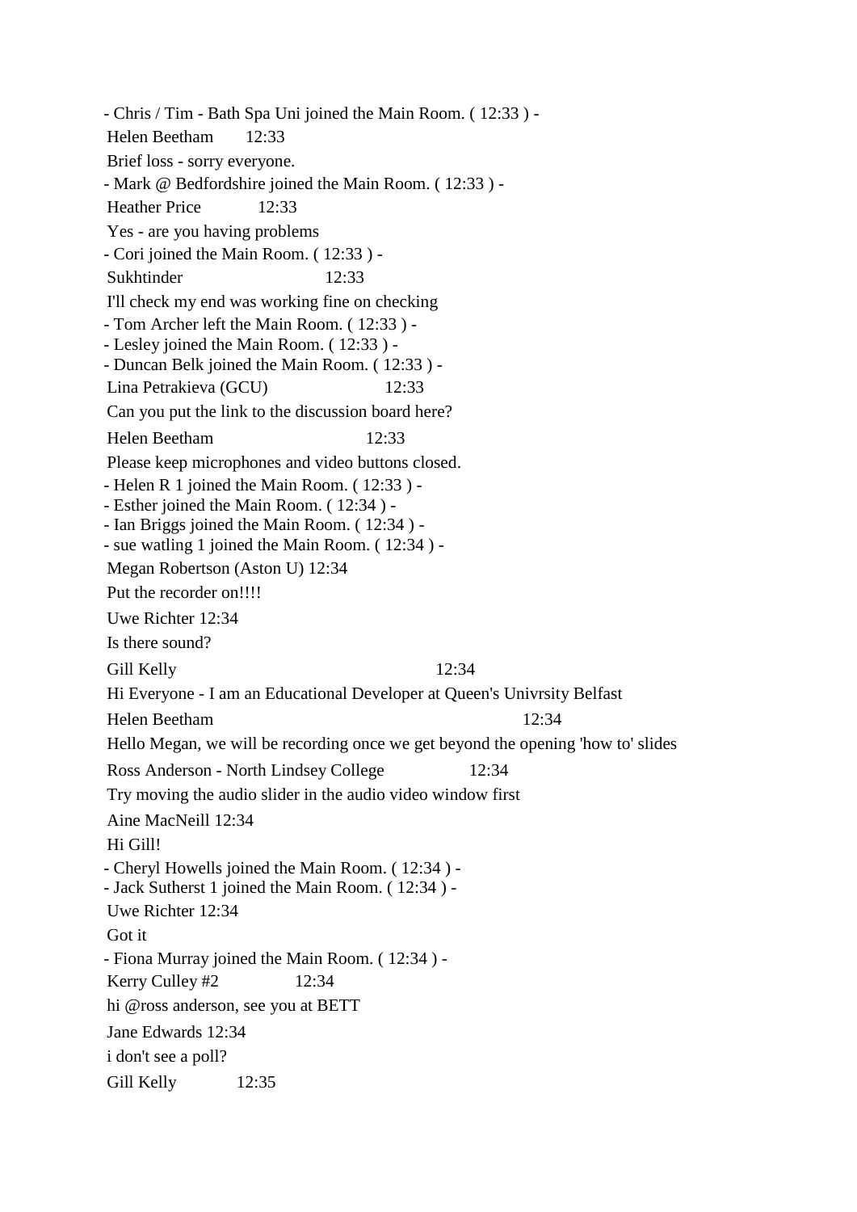- Chris / Tim - Bath Spa Uni joined the Main Room. ( 12:33 ) -

Helen Beetham 12:33

Brief loss - sorry everyone.

- Mark @ Bedfordshire joined the Main Room. ( 12:33 ) -

Heather Price 12:33

Yes - are you having problems

- Cori joined the Main Room. ( 12:33 ) -

Sukhtinder 12:33

I'll check my end was working fine on checking

- Tom Archer left the Main Room. ( 12:33 ) -
- Lesley joined the Main Room. ( 12:33 ) -
- Duncan Belk joined the Main Room. ( 12:33 ) -

Lina Petrakieva (GCU) 12:33

Can you put the link to the discussion board here?

Helen Beetham 12:33

Please keep microphones and video buttons closed.

- Helen R 1 joined the Main Room. ( 12:33 ) -
- Esther joined the Main Room. ( 12:34 ) -
- Ian Briggs joined the Main Room. ( 12:34 ) -
- sue watling 1 joined the Main Room. ( 12:34 ) -

Megan Robertson (Aston U) 12:34

Put the recorder on!!!!

Uwe Richter 12:34

Is there sound?

Gill Kelly 12:34

Hi Everyone - I am an Educational Developer at Queen's Univrsity Belfast

Helen Beetham 12:34

Hello Megan, we will be recording once we get beyond the opening 'how to' slides

Ross Anderson - North Lindsey College 12:34

Try moving the audio slider in the audio video window first

Aine MacNeill 12:34

Hi Gill!

- Cheryl Howells joined the Main Room. ( 12:34 ) -
- Jack Sutherst 1 joined the Main Room. ( 12:34 ) -

Uwe Richter 12:34

Got it

- Fiona Murray joined the Main Room. ( 12:34 ) -

Kerry Culley #2 12:34

hi @ross anderson, see you at BETT

Jane Edwards 12:34

i don't see a poll?

Gill Kelly 12:35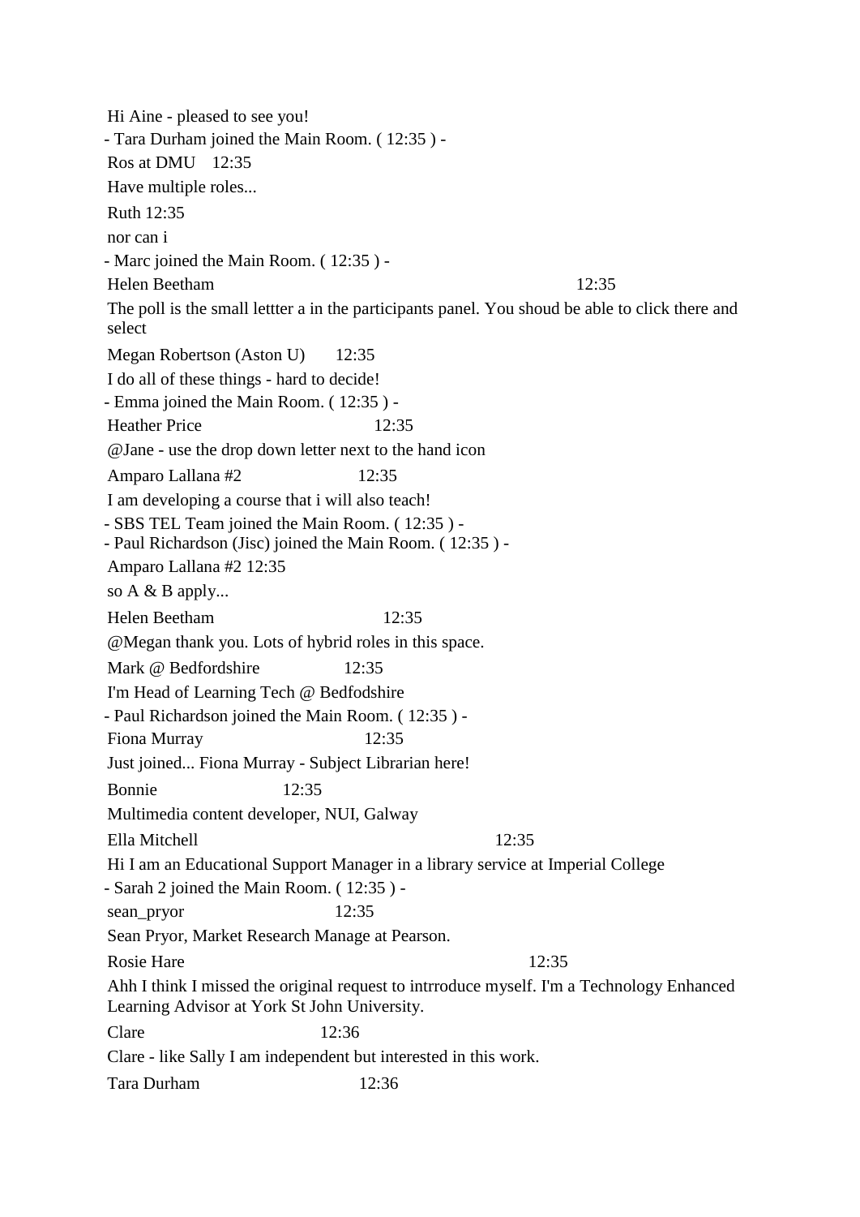Hi Aine - pleased to see you!

- Tara Durham joined the Main Room. ( 12:35 ) -

Ros at DMU 12:35

Have multiple roles...

Ruth 12:35

nor can i

- Marc joined the Main Room. ( 12:35 ) -

Helen Beetham 12:35

The poll is the small lettter a in the participants panel. You shoud be able to click there and select

Megan Robertson (Aston U) 12:35

I do all of these things - hard to decide!

- Emma joined the Main Room. ( 12:35 ) -

Heather Price 12:35

@Jane - use the drop down letter next to the hand icon

Amparo Lallana #2 12:35

I am developing a course that i will also teach!

- SBS TEL Team joined the Main Room. ( 12:35 ) -
- Paul Richardson (Jisc) joined the Main Room. ( 12:35 ) -

Amparo Lallana #2 12:35

so A & B apply...

Helen Beetham 12:35

@Megan thank you. Lots of hybrid roles in this space.

Mark @ Bedfordshire 12:35

I'm Head of Learning Tech @ Bedfodshire

- Paul Richardson joined the Main Room. ( 12:35 ) -

Fiona Murray 12:35

Just joined... Fiona Murray - Subject Librarian here!

Bonnie 12:35

Multimedia content developer, NUI, Galway

Ella Mitchell 12:35

Hi I am an Educational Support Manager in a library service at Imperial College

- Sarah 2 joined the Main Room. ( 12:35 ) -

sean_pryor 12:35

Sean Pryor, Market Research Manage at Pearson.

Rosie Hare 12:35

Ahh I think I missed the original request to intrroduce myself. I'm a Technology Enhanced Learning Advisor at York St John University.

Clare 12:36

Clare - like Sally I am independent but interested in this work.

Tara Durham 12:36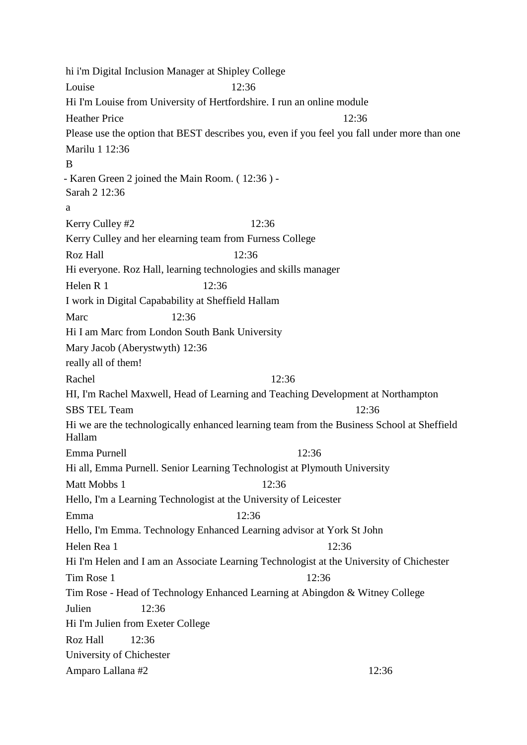hi i'm Digital Inclusion Manager at Shipley College

Louise 12:36

Hi I'm Louise from University of Hertfordshire. I run an online module

Heather Price 12:36

Please use the option that BEST describes you, even if you feel you fall under more than one

Marilu 1 12:36

B

- Karen Green 2 joined the Main Room. ( 12:36 ) -

Sarah 2 12:36

a

Kerry Culley #2 12:36

Kerry Culley and her elearning team from Furness College

Roz Hall 12:36

Hi everyone. Roz Hall, learning technologies and skills manager

Helen R 1 12:36

I work in Digital Capabability at Sheffield Hallam

Marc 12:36

Hi I am Marc from London South Bank University

Mary Jacob (Aberystwyth) 12:36

really all of them!

Rachel 12:36

HI, I'm Rachel Maxwell, Head of Learning and Teaching Development at Northampton

SBS TEL Team 12:36

Hi we are the technologically enhanced learning team from the Business School at Sheffield Hallam

Emma Purnell 12:36

Hi all, Emma Purnell. Senior Learning Technologist at Plymouth University

Matt Mobbs 1 12:36

Hello, I'm a Learning Technologist at the University of Leicester

Emma 12:36

Hello, I'm Emma. Technology Enhanced Learning advisor at York St John

Helen Rea 1 12:36

Hi I'm Helen and I am an Associate Learning Technologist at the University of Chichester

Tim Rose 1 12:36

Tim Rose - Head of Technology Enhanced Learning at Abingdon & Witney College

Julien 12:36

Hi I'm Julien from Exeter College

Roz Hall 12:36

University of Chichester

Amparo Lallana #2 12:36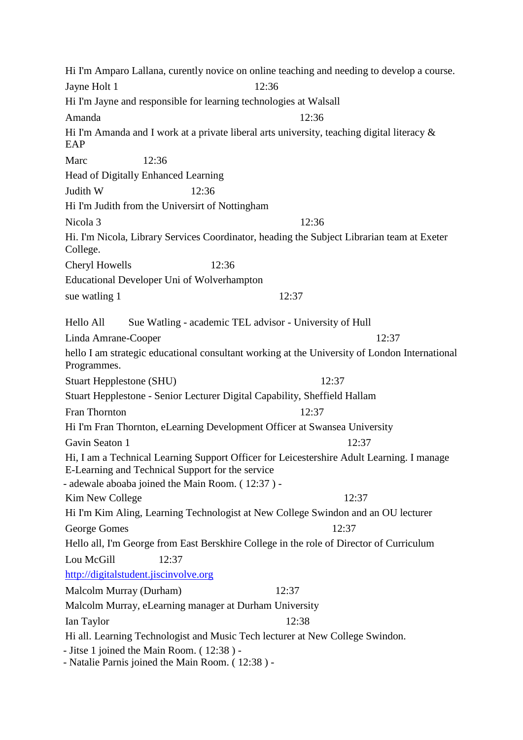Hi I'm Amparo Lallana, curently novice on online teaching and needing to develop a course.

Jayne Holt 1 12:36

Hi I'm Jayne and responsible for learning technologies at Walsall

Amanda 12:36

Hi I'm Amanda and I work at a private liberal arts university, teaching digital literacy & EAP

Marc 12:36

Head of Digitally Enhanced Learning

Judith W 12:36

Hi I'm Judith from the Universirt of Nottingham

Nicola 3 12:36

Hi. I'm Nicola, Library Services Coordinator, heading the Subject Librarian team at Exeter College.

Cheryl Howells 12:36

Educational Developer Uni of Wolverhampton

sue watling 1 12:37

Hello All Sue Watling - academic TEL advisor - University of Hull

Linda Amrane-Cooper 12:37

hello I am strategic educational consultant working at the University of London International Programmes.

Stuart Hepplestone (SHU) 12:37

Stuart Hepplestone - Senior Lecturer Digital Capability, Sheffield Hallam

Fran Thornton 12:37

Hi I'm Fran Thornton, eLearning Development Officer at Swansea University

Gavin Seaton 1 12:37

Hi, I am a Technical Learning Support Officer for Leicestershire Adult Learning. I manage E-Learning and Technical Support for the service

- adewale aboaba joined the Main Room. ( 12:37 ) -

Kim New College 12:37

Hi I'm Kim Aling, Learning Technologist at New College Swindon and an OU lecturer

George Gomes 12:37

Hello all, I'm George from East Berskhire College in the role of Director of Curriculum

Lou McGill 12:37

http://digitalstudent.jiscinvolve.org

Malcolm Murray (Durham) 12:37

Malcolm Murray, eLearning manager at Durham University

Ian Taylor 12:38

Hi all. Learning Technologist and Music Tech lecturer at New College Swindon.

- Jitse 1 joined the Main Room. ( 12:38 ) -

- Natalie Parnis joined the Main Room. ( 12:38 ) -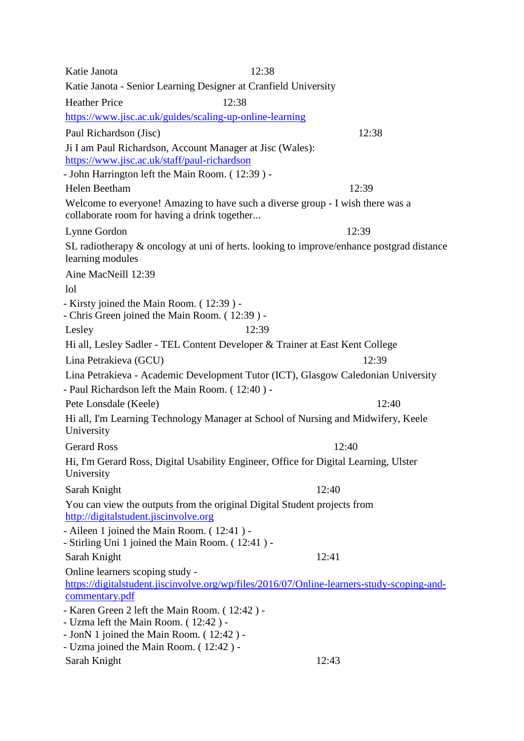Katie Janota 12:38

Katie Janota - Senior Learning Designer at Cranfield University

Heather Price 12:38

https://www.jisc.ac.uk/guides/scaling-up-online-learning

Paul Richardson (Jisc) 12:38

Ji I am Paul Richardson, Account Manager at Jisc (Wales): https://www.jisc.ac.uk/staff/paul-richardson

- John Harrington left the Main Room. ( 12:39 ) -

Helen Beetham 12:39

Welcome to everyone! Amazing to have such a diverse group - I wish there was a collaborate room for having a drink together...

Lynne Gordon 12:39

SL radiotherapy & oncology at uni of herts. looking to improve/enhance postgrad distance learning modules

Aine MacNeill 12:39

lol

- Kirsty joined the Main Room. ( 12:39 ) -
- Chris Green joined the Main Room. ( 12:39 ) -

Lesley 12:39

Hi all, Lesley Sadler - TEL Content Developer & Trainer at East Kent College

Lina Petrakieva (GCU) 12:39

Lina Petrakieva - Academic Development Tutor (ICT), Glasgow Caledonian University

- Paul Richardson left the Main Room. ( 12:40 ) -

Pete Lonsdale (Keele) 12:40

Hi all, I'm Learning Technology Manager at School of Nursing and Midwifery, Keele University

Gerard Ross 12:40

Hi, I'm Gerard Ross, Digital Usability Engineer, Office for Digital Learning, Ulster University

Sarah Knight 12:40

You can view the outputs from the original Digital Student projects from http://digitalstudent.jiscinvolve.org

- Aileen 1 joined the Main Room. ( 12:41 ) -
- Stirling Uni 1 joined the Main Room. ( 12:41 ) -

Sarah Knight 12:41

Online learners scoping study - https://digitalstudent.jiscinvolve.org/wp/files/2016/07/Online-learners-study-scoping-and-commentary.pdf

- Karen Green 2 left the Main Room. ( 12:42 ) -
- Uzma left the Main Room. ( 12:42 ) -
- JonN 1 joined the Main Room. ( 12:42 ) -
- Uzma joined the Main Room. ( 12:42 ) -

Sarah Knight 12:43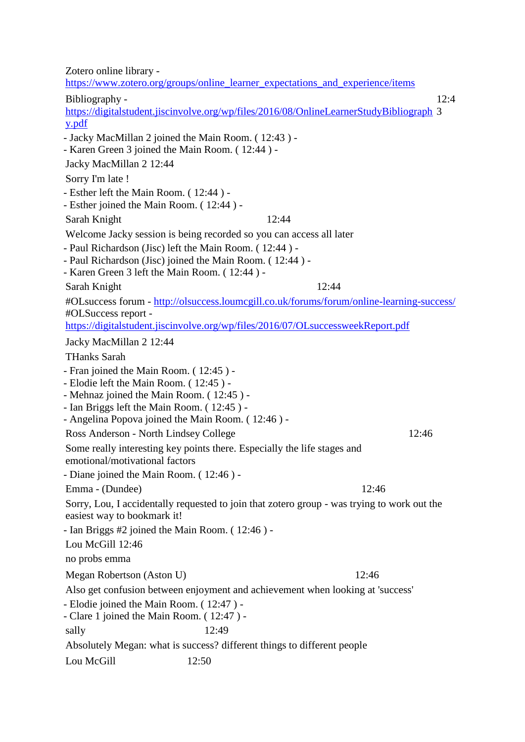Zotero online library - https://www.zotero.org/groups/online_learner_expectations_and_experience/items

Bibliography - https://digitalstudent.jiscinvolve.org/wp/files/2016/08/OnlineLearnerStudyBibliography.pdf 12:43

- Jacky MacMillan 2 joined the Main Room. ( 12:43 ) -
- Karen Green 3 joined the Main Room. ( 12:44 ) -

Jacky MacMillan 2 12:44

Sorry I'm late !

- Esther left the Main Room. ( 12:44 ) -
- Esther joined the Main Room. ( 12:44 ) -

Sarah Knight 12:44

Welcome Jacky session is being recorded so you can access all later

- Paul Richardson (Jisc) left the Main Room. ( 12:44 ) -
- Paul Richardson (Jisc) joined the Main Room. ( 12:44 ) -
- Karen Green 3 left the Main Room. ( 12:44 ) -

Sarah Knight 12:44

#OLsuccess forum - http://olsuccess.loumcgill.co.uk/forums/forum/online-learning-success/
#OLSuccess report - https://digitalstudent.jiscinvolve.org/wp/files/2016/07/OLsuccessweekReport.pdf

Jacky MacMillan 2 12:44

THanks Sarah

- Fran joined the Main Room. ( 12:45 ) -
- Elodie left the Main Room. ( 12:45 ) -
- Mehnaz joined the Main Room. ( 12:45 ) -
- Ian Briggs left the Main Room. ( 12:45 ) -
- Angelina Popova joined the Main Room. ( 12:46 ) -

Ross Anderson - North Lindsey College 12:46

Some really interesting key points there. Especially the life stages and emotional/motivational factors

- Diane joined the Main Room. ( 12:46 ) -

Emma - (Dundee) 12:46

Sorry, Lou, I accidentally requested to join that zotero group - was trying to work out the easiest way to bookmark it!

- Ian Briggs #2 joined the Main Room. ( 12:46 ) -

Lou McGill 12:46

no probs emma

Megan Robertson (Aston U) 12:46

Also get confusion between enjoyment and achievement when looking at 'success'

- Elodie joined the Main Room. ( 12:47 ) -
- Clare 1 joined the Main Room. ( 12:47 ) -

sally 12:49

Absolutely Megan: what is success? different things to different people

Lou McGill 12:50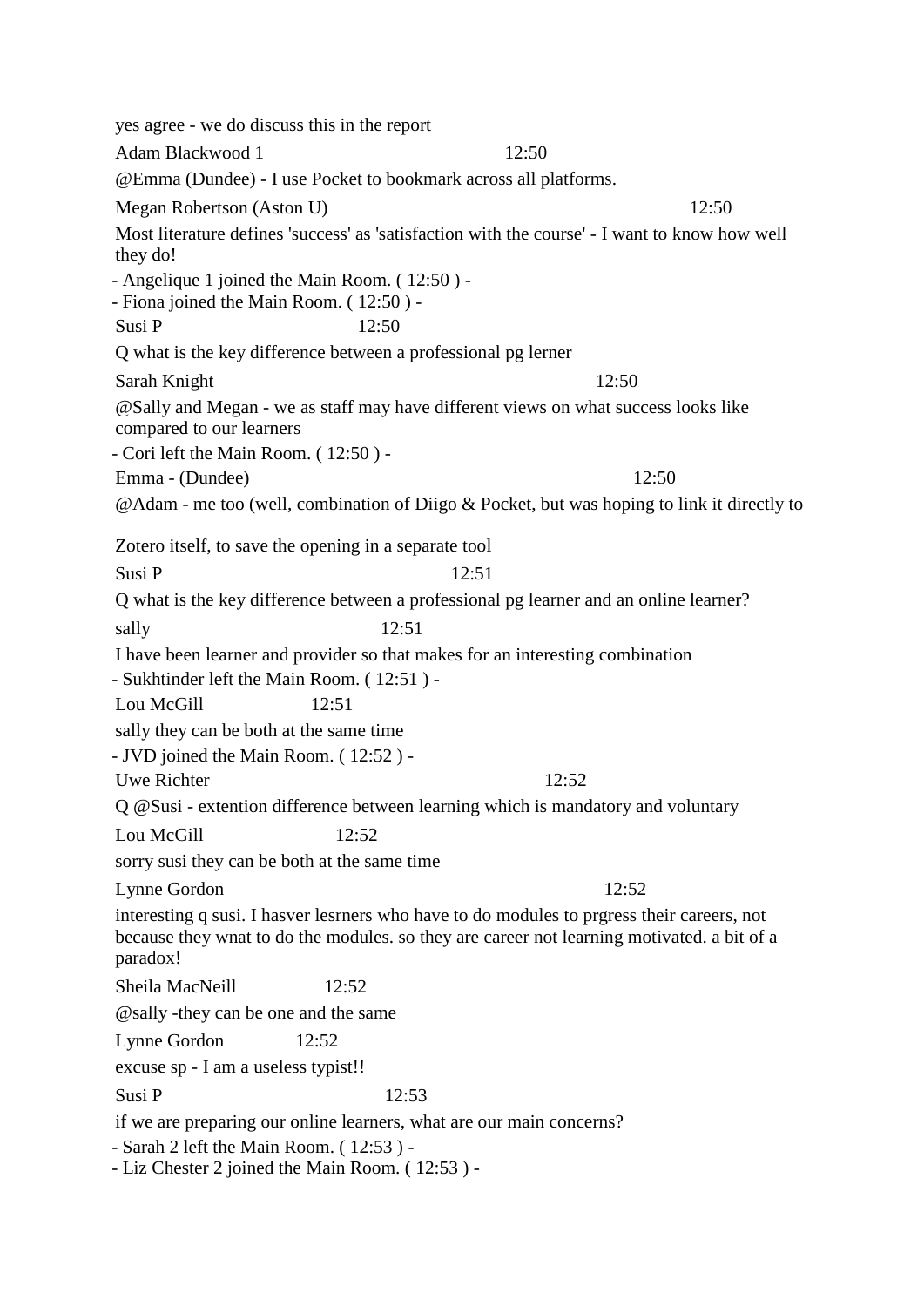yes agree - we do discuss this in the report

Adam Blackwood 1 12:50

@Emma (Dundee) - I use Pocket to bookmark across all platforms.

Megan Robertson (Aston U) 12:50

Most literature defines 'success' as 'satisfaction with the course' - I want to know how well they do!

- Angelique 1 joined the Main Room. ( 12:50 ) -
- Fiona joined the Main Room. ( 12:50 ) -

Susi P 12:50

Q what is the key difference between a professional pg lerner

Sarah Knight 12:50

@Sally and Megan - we as staff may have different views on what success looks like compared to our learners

- Cori left the Main Room. ( 12:50 ) -

Emma - (Dundee) 12:50

@Adam - me too (well, combination of Diigo & Pocket, but was hoping to link it directly to

Zotero itself, to save the opening in a separate tool

Susi P 12:51

Q what is the key difference between a professional pg learner and an online learner?

sally 12:51

I have been learner and provider so that makes for an interesting combination

- Sukhtinder left the Main Room. ( 12:51 ) -

Lou McGill 12:51

sally they can be both at the same time

- JVD joined the Main Room. ( 12:52 ) -

Uwe Richter 12:52

Q @Susi - extention difference between learning which is mandatory and voluntary

Lou McGill 12:52

sorry susi they can be both at the same time

Lynne Gordon 12:52

interesting q susi. I hasver lesrners who have to do modules to prgress their careers, not because they wnat to do the modules. so they are career not learning motivated. a bit of a paradox!

Sheila MacNeill 12:52

@sally -they can be one and the same

Lynne Gordon 12:52

excuse sp - I am a useless typist!!

Susi P 12:53

if we are preparing our online learners, what are our main concerns?

- Sarah 2 left the Main Room. ( 12:53 ) -
- Liz Chester 2 joined the Main Room. ( 12:53 ) -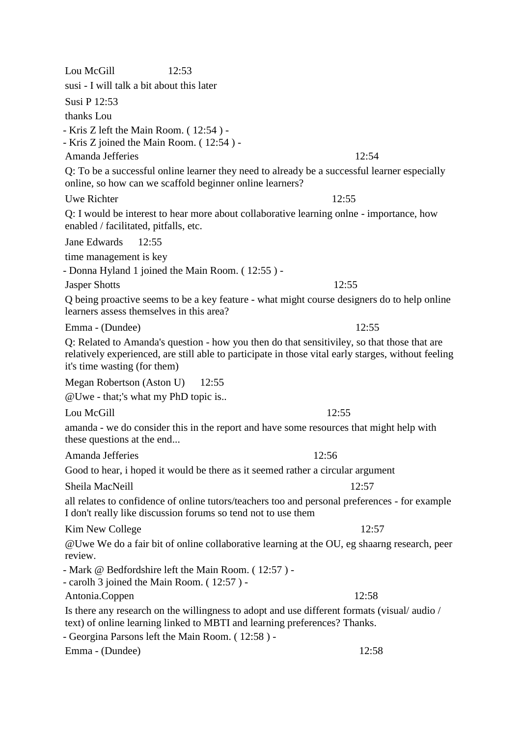Lou McGill 12:53

susi - I will talk a bit about this later

Susi P 12:53

thanks Lou

- Kris Z left the Main Room. ( 12:54 ) -
- Kris Z joined the Main Room. ( 12:54 ) -

Amanda Jefferies 12:54

Q: To be a successful online learner they need to already be a successful learner especially online, so how can we scaffold beginner online learners?

Uwe Richter 12:55

Q: I would be interest to hear more about collaborative learning onlne - importance, how enabled / facilitated, pitfalls, etc.

Jane Edwards 12:55

time management is key

- Donna Hyland 1 joined the Main Room. ( 12:55 ) -

Jasper Shotts 12:55

Q being proactive seems to be a key feature - what might course designers do to help online learners assess themselves in this area?

Emma - (Dundee) 12:55

Q: Related to Amanda's question - how you then do that sensitiviley, so that those that are relatively experienced, are still able to participate in those vital early starges, without feeling it's time wasting (for them)

Megan Robertson (Aston U) 12:55

@Uwe - that;'s what my PhD topic is..

Lou McGill 12:55

amanda - we do consider this in the report and have some resources that might help with these questions at the end...

Amanda Jefferies 12:56

Good to hear, i hoped it would be there as it seemed rather a circular argument

Sheila MacNeill 12:57

all relates to confidence of online tutors/teachers too and personal preferences - for example I don't really like discussion forums so tend not to use them

Kim New College 12:57

@Uwe We do a fair bit of online collaborative learning at the OU, eg shaarng research, peer review.

- Mark @ Bedfordshire left the Main Room. ( 12:57 ) -
- carolh 3 joined the Main Room. ( 12:57 ) -

Antonia.Coppen 12:58

Is there any research on the willingness to adopt and use different formats (visual/ audio / text) of online learning linked to MBTI and learning preferences? Thanks.

- Georgina Parsons left the Main Room. ( 12:58 ) -

Emma - (Dundee) 12:58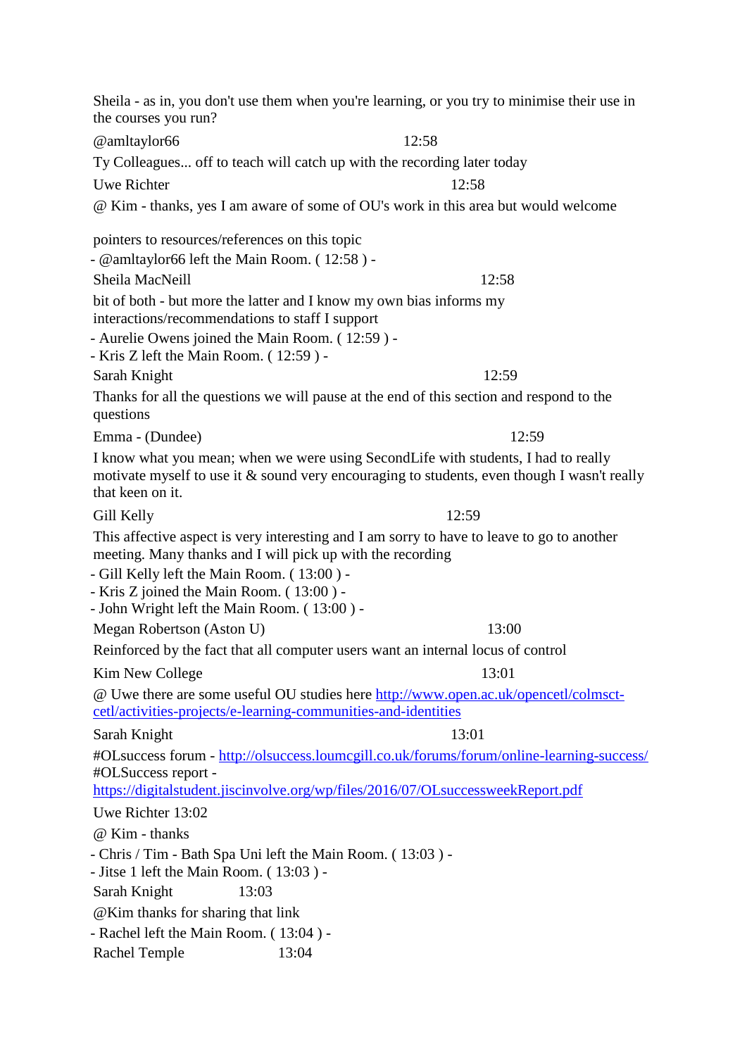Sheila - as in, you don't use them when you're learning, or you try to minimise their use in the courses you run?

@amltaylor66 12:58

Ty Colleagues... off to teach will catch up with the recording later today

Uwe Richter 12:58

@ Kim - thanks, yes I am aware of some of OU's work in this area but would welcome

pointers to resources/references on this topic

- @amltaylor66 left the Main Room. ( 12:58 ) -

Sheila MacNeill 12:58

bit of both - but more the latter and I know my own bias informs my interactions/recommendations to staff I support

- Aurelie Owens joined the Main Room. ( 12:59 ) -
- Kris Z left the Main Room. ( 12:59 ) -

Sarah Knight 12:59

Thanks for all the questions we will pause at the end of this section and respond to the questions

Emma - (Dundee) 12:59

I know what you mean; when we were using SecondLife with students, I had to really motivate myself to use it & sound very encouraging to students, even though I wasn't really that keen on it.

Gill Kelly 12:59

This affective aspect is very interesting and I am sorry to have to leave to go to another meeting. Many thanks and I will pick up with the recording

- Gill Kelly left the Main Room. ( 13:00 ) -
- Kris Z joined the Main Room. ( 13:00 ) -
- John Wright left the Main Room. ( 13:00 ) -

Megan Robertson (Aston U) 13:00

Reinforced by the fact that all computer users want an internal locus of control

Kim New College 13:01

@ Uwe there are some useful OU studies here [http://www.open.ac.uk/opencetl/colmsct-cetl/activities-projects/e-learning-communities-and-identities](http://www.open.ac.uk/opencetl/colmsct-cetl/activities-projects/e-learning-communities-and-identities)

Sarah Knight 13:01

#OLsuccess forum - [http://olsuccess.loumcgill.co.uk/forums/forum/online-learning-success/](http://olsuccess.loumcgill.co.uk/forums/forum/online-learning-success/)
#OLSuccess report - [https://digitalstudent.jiscinvolve.org/wp/files/2016/07/OLsuccessweekReport.pdf](https://digitalstudent.jiscinvolve.org/wp/files/2016/07/OLsuccessweekReport.pdf)

Uwe Richter 13:02

@ Kim - thanks

- Chris / Tim - Bath Spa Uni left the Main Room. ( 13:03 ) -
- Jitse 1 left the Main Room. ( 13:03 ) -

Sarah Knight 13:03

@Kim thanks for sharing that link

- Rachel left the Main Room. ( 13:04 ) -

Rachel Temple 13:04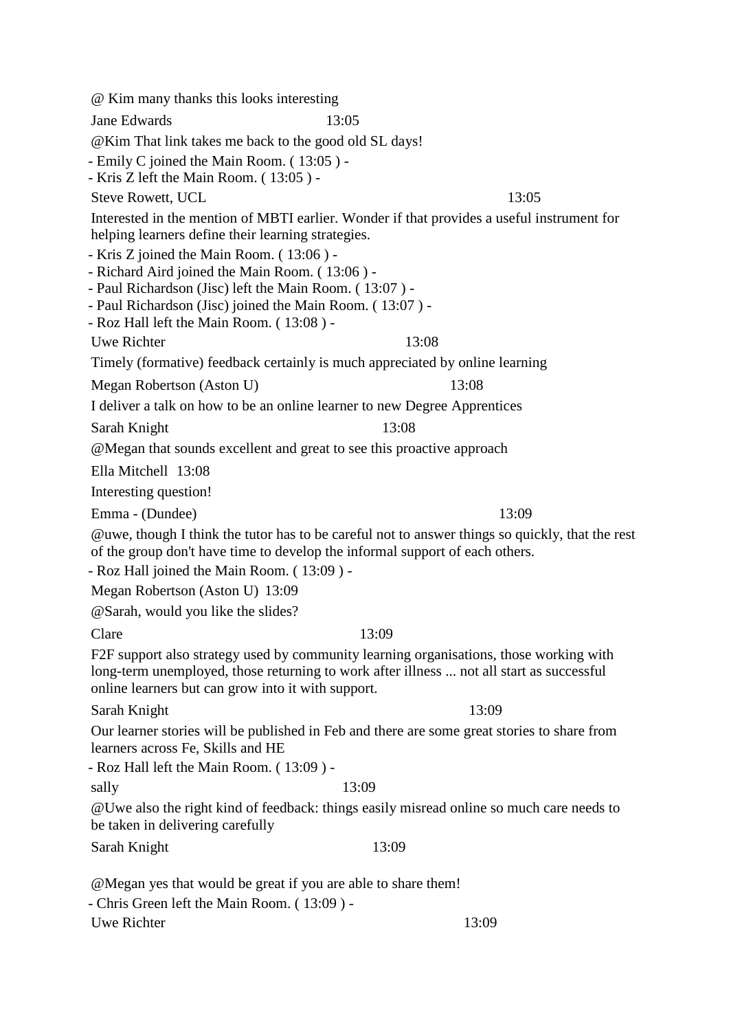@ Kim many thanks this looks interesting

Jane Edwards 13:05

@Kim That link takes me back to the good old SL days!

- Emily C joined the Main Room. ( 13:05 ) -
- Kris Z left the Main Room. ( 13:05 ) -

Steve Rowett, UCL 13:05

Interested in the mention of MBTI earlier. Wonder if that provides a useful instrument for helping learners define their learning strategies.

- Kris Z joined the Main Room. ( 13:06 ) -
- Richard Aird joined the Main Room. ( 13:06 ) -
- Paul Richardson (Jisc) left the Main Room. ( 13:07 ) -
- Paul Richardson (Jisc) joined the Main Room. ( 13:07 ) -
- Roz Hall left the Main Room. ( 13:08 ) -

Uwe Richter 13:08

Timely (formative) feedback certainly is much appreciated by online learning

Megan Robertson (Aston U) 13:08

I deliver a talk on how to be an online learner to new Degree Apprentices

Sarah Knight 13:08

@Megan that sounds excellent and great to see this proactive approach

Ella Mitchell 13:08

Interesting question!

Emma - (Dundee) 13:09

@uwe, though I think the tutor has to be careful not to answer things so quickly, that the rest of the group don't have time to develop the informal support of each others.

- Roz Hall joined the Main Room. ( 13:09 ) -

Megan Robertson (Aston U) 13:09

@Sarah, would you like the slides?

Clare 13:09

F2F support also strategy used by community learning organisations, those working with long-term unemployed, those returning to work after illness ... not all start as successful online learners but can grow into it with support.

Sarah Knight 13:09

Our learner stories will be published in Feb and there are some great stories to share from learners across Fe, Skills and HE

- Roz Hall left the Main Room. ( 13:09 ) -

sally 13:09

@Uwe also the right kind of feedback: things easily misread online so much care needs to be taken in delivering carefully

Sarah Knight 13:09

@Megan yes that would be great if you are able to share them!

- Chris Green left the Main Room. ( 13:09 ) -

Uwe Richter 13:09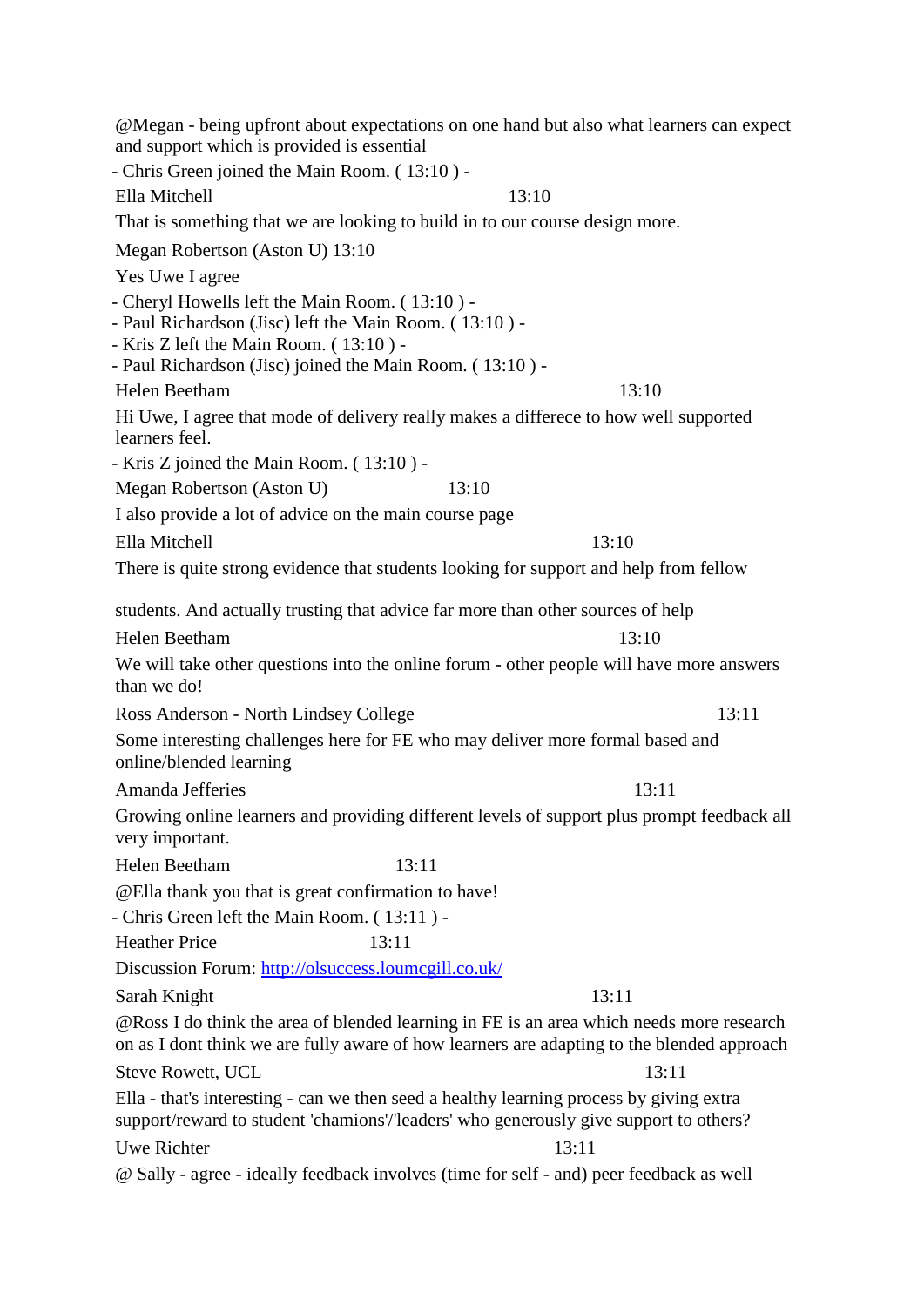@Megan - being upfront about expectations on one hand but also what learners can expect and support which is provided is essential

- Chris Green joined the Main Room. ( 13:10 ) -

Ella Mitchell 13:10

That is something that we are looking to build in to our course design more.

Megan Robertson (Aston U) 13:10

Yes Uwe I agree

- Cheryl Howells left the Main Room. ( 13:10 ) -
- Paul Richardson (Jisc) left the Main Room. ( 13:10 ) -
- Kris Z left the Main Room. ( 13:10 ) -
- Paul Richardson (Jisc) joined the Main Room. ( 13:10 ) -

Helen Beetham 13:10

Hi Uwe, I agree that mode of delivery really makes a differece to how well supported learners feel.

- Kris Z joined the Main Room. ( 13:10 ) -

Megan Robertson (Aston U) 13:10

I also provide a lot of advice on the main course page

Ella Mitchell 13:10

There is quite strong evidence that students looking for support and help from fellow

students. And actually trusting that advice far more than other sources of help

Helen Beetham 13:10

We will take other questions into the online forum - other people will have more answers than we do!

Ross Anderson - North Lindsey College 13:11

Some interesting challenges here for FE who may deliver more formal based and online/blended learning

Amanda Jefferies 13:11

Growing online learners and providing different levels of support plus prompt feedback all very important.

Helen Beetham 13:11

@Ella thank you that is great confirmation to have!

- Chris Green left the Main Room. ( 13:11 ) -

Heather Price 13:11

Discussion Forum: [http://olsuccess.loumcgill.co.uk/](http://olsuccess.loumcgill.co.uk/)

Sarah Knight 13:11

@Ross I do think the area of blended learning in FE is an area which needs more research on as I dont think we are fully aware of how learners are adapting to the blended approach

Steve Rowett, UCL 13:11

Ella - that's interesting - can we then seed a healthy learning process by giving extra support/reward to student 'chamions'/'leaders' who generously give support to others?

Uwe Richter 13:11

@ Sally - agree - ideally feedback involves (time for self - and) peer feedback as well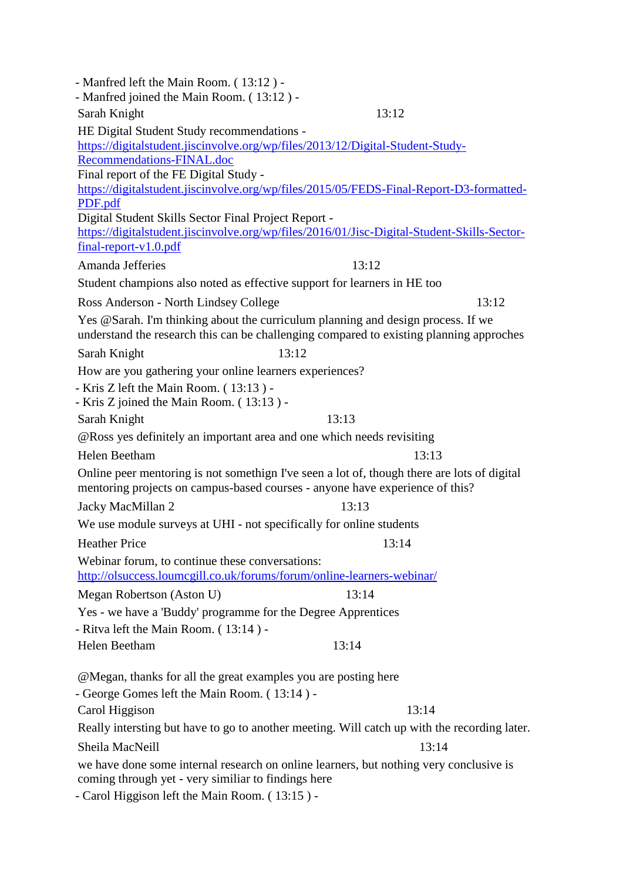- Manfred left the Main Room. ( 13:12 ) -
- Manfred joined the Main Room. ( 13:12 ) -

Sarah Knight 13:12

HE Digital Student Study recommendations - https://digitalstudent.jiscinvolve.org/wp/files/2013/12/Digital-Student-Study-Recommendations-FINAL.doc
Final report of the FE Digital Study - https://digitalstudent.jiscinvolve.org/wp/files/2015/05/FEDS-Final-Report-D3-formatted-PDF.pdf
Digital Student Skills Sector Final Project Report - https://digitalstudent.jiscinvolve.org/wp/files/2016/01/Jisc-Digital-Student-Skills-Sector-final-report-v1.0.pdf

Amanda Jefferies 13:12

Student champions also noted as effective support for learners in HE too

Ross Anderson - North Lindsey College 13:12

Yes @Sarah. I'm thinking about the curriculum planning and design process. If we understand the research this can be challenging compared to existing planning approches

Sarah Knight 13:12

How are you gathering your online learners experiences?

- Kris Z left the Main Room. ( 13:13 ) -
- Kris Z joined the Main Room. ( 13:13 ) -

Sarah Knight 13:13

@Ross yes definitely an important area and one which needs revisiting

Helen Beetham 13:13

Online peer mentoring is not somethign I've seen a lot of, though there are lots of digital mentoring projects on campus-based courses - anyone have experience of this?

Jacky MacMillan 2 13:13

We use module surveys at UHI - not specifically for online students

Heather Price 13:14

Webinar forum, to continue these conversations: http://olsuccess.loumcgill.co.uk/forums/forum/online-learners-webinar/

Megan Robertson (Aston U) 13:14

Yes - we have a 'Buddy' programme for the Degree Apprentices

- Ritva left the Main Room. ( 13:14 ) -

Helen Beetham 13:14

@Megan, thanks for all the great examples you are posting here

- George Gomes left the Main Room. ( 13:14 ) -

Carol Higgison 13:14

Really intersting but have to go to another meeting. Will catch up with the recording later.

Sheila MacNeill 13:14

we have done some internal research on online learners, but nothing very conclusive is coming through yet - very similiar to findings here

- Carol Higgison left the Main Room. ( 13:15 ) -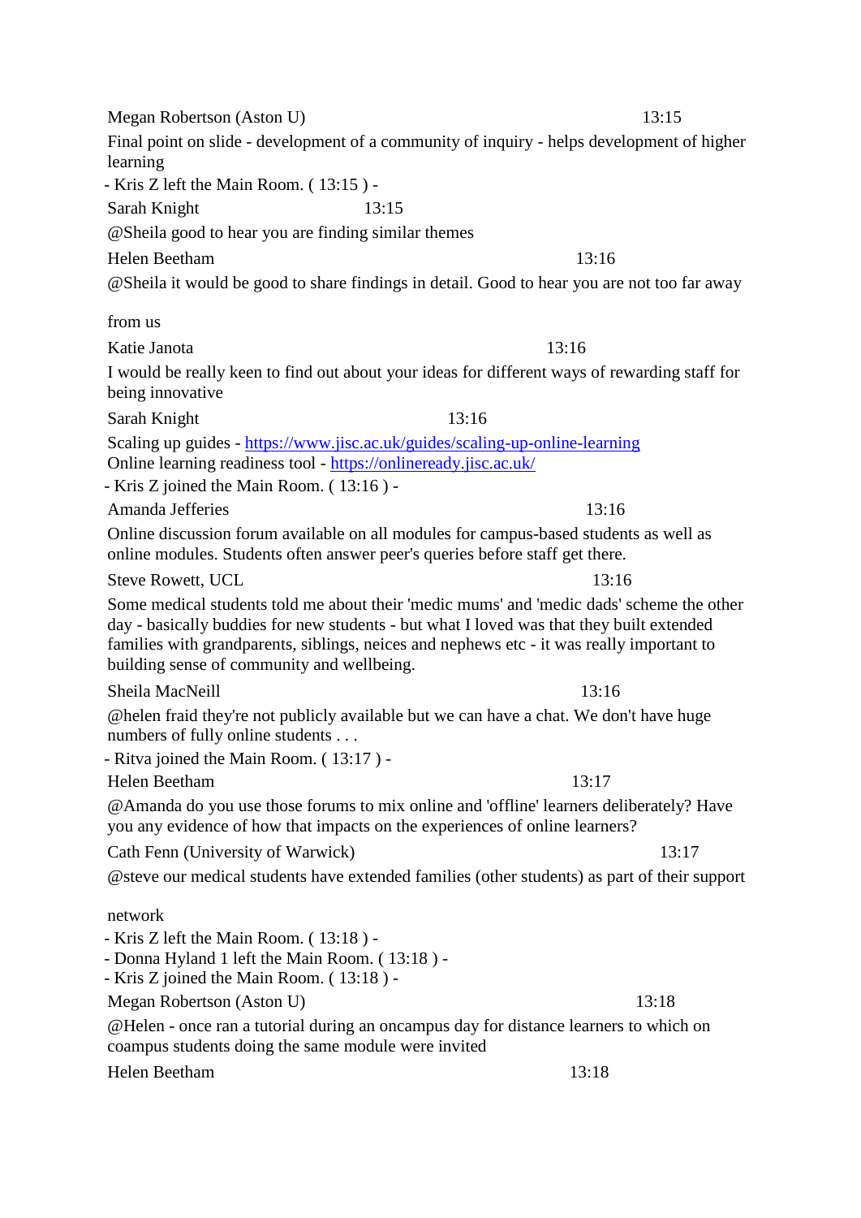Megan Robertson (Aston U) 13:15

Final point on slide - development of a community of inquiry - helps development of higher learning

- Kris Z left the Main Room. ( 13:15 ) -

Sarah Knight 13:15

@Sheila good to hear you are finding similar themes

Helen Beetham 13:16

@Sheila it would be good to share findings in detail. Good to hear you are not too far away

from us

Katie Janota 13:16

I would be really keen to find out about your ideas for different ways of rewarding staff for being innovative

Sarah Knight 13:16

Scaling up guides - https://www.jisc.ac.uk/guides/scaling-up-online-learning
Online learning readiness tool - https://onlineready.jisc.ac.uk/

- Kris Z joined the Main Room. ( 13:16 ) -

Amanda Jefferies 13:16

Online discussion forum available on all modules for campus-based students as well as online modules. Students often answer peer's queries before staff get there.

Steve Rowett, UCL 13:16

Some medical students told me about their 'medic mums' and 'medic dads' scheme the other day - basically buddies for new students - but what I loved was that they built extended families with grandparents, siblings, neices and nephews etc - it was really important to building sense of community and wellbeing.

Sheila MacNeill 13:16

@helen fraid they're not publicly available but we can have a chat. We don't have huge numbers of fully online students . . .

- Ritva joined the Main Room. ( 13:17 ) -

Helen Beetham 13:17

@Amanda do you use those forums to mix online and 'offline' learners deliberately? Have you any evidence of how that impacts on the experiences of online learners?

Cath Fenn (University of Warwick) 13:17

@steve our medical students have extended families (other students) as part of their support

network

- Kris Z left the Main Room. ( 13:18 ) -
- Donna Hyland 1 left the Main Room. ( 13:18 ) -
- Kris Z joined the Main Room. ( 13:18 ) -

Megan Robertson (Aston U) 13:18

@Helen - once ran a tutorial during an oncampus day for distance learners to which on coampus students doing the same module were invited

Helen Beetham 13:18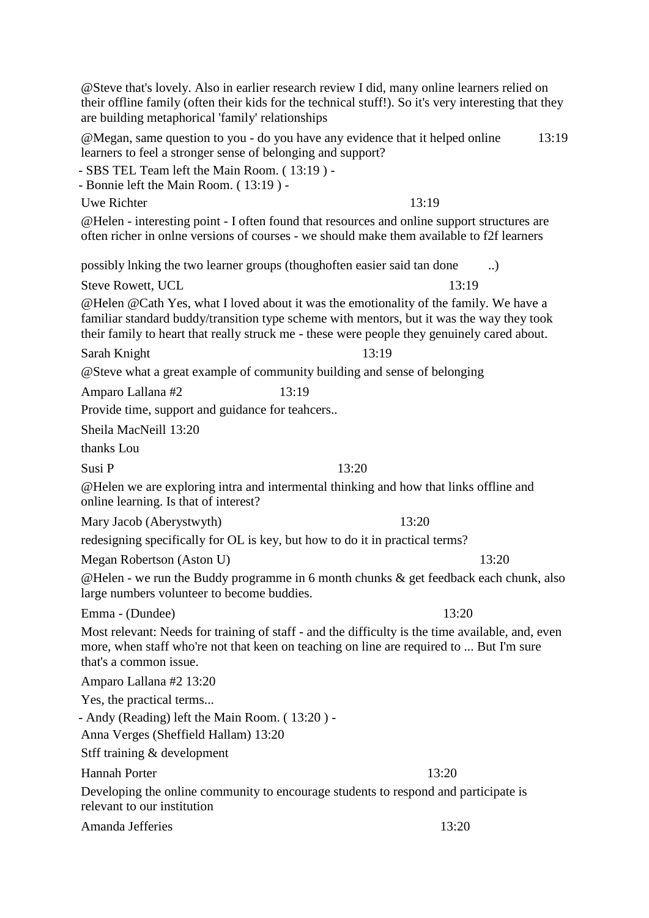@Steve that's lovely. Also in earlier research review I did, many online learners relied on their offline family (often their kids for the technical stuff!). So it's very interesting that they are building metaphorical 'family' relationships

@Megan, same question to you - do you have any evidence that it helped online learners to feel a stronger sense of belonging and support? 13:19

- SBS TEL Team left the Main Room. ( 13:19 ) -
- Bonnie left the Main Room. ( 13:19 ) -

Uwe Richter 13:19

@Helen - interesting point - I often found that resources and online support structures are often richer in onlne versions of courses - we should make them available to f2f learners

possibly lnking the two learner groups (thoughoften easier said tan done ..)

Steve Rowett, UCL 13:19

@Helen @Cath Yes, what I loved about it was the emotionality of the family. We have a familiar standard buddy/transition type scheme with mentors, but it was the way they took their family to heart that really struck me - these were people they genuinely cared about.

Sarah Knight 13:19

@Steve what a great example of community building and sense of belonging

Amparo Lallana #2 13:19

Provide time, support and guidance for teahcers..

Sheila MacNeill 13:20

thanks Lou

Susi P 13:20

@Helen we are exploring intra and intermental thinking and how that links offline and online learning. Is that of interest?

Mary Jacob (Aberystwyth) 13:20

redesigning specifically for OL is key, but how to do it in practical terms?

Megan Robertson (Aston U) 13:20

@Helen - we run the Buddy programme in 6 month chunks & get feedback each chunk, also large numbers volunteer to become buddies.

Emma - (Dundee) 13:20

Most relevant: Needs for training of staff - and the difficulty is the time available, and, even more, when staff who're not that keen on teaching on line are required to ... But I'm sure that's a common issue.

Amparo Lallana #2 13:20

Yes, the practical terms...

- Andy (Reading) left the Main Room. ( 13:20 ) -

Anna Verges (Sheffield Hallam) 13:20

Stff training & development

Hannah Porter 13:20

Developing the online community to encourage students to respond and participate is relevant to our institution

Amanda Jefferies 13:20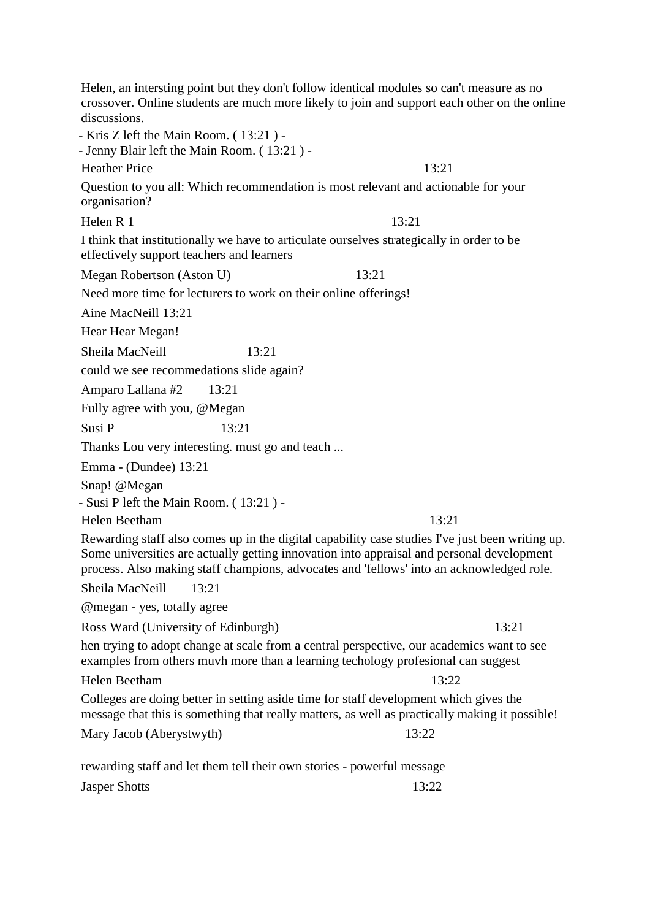Helen, an intersting point but they don't follow identical modules so can't measure as no crossover. Online students are much more likely to join and support each other on the online discussions.

- Kris Z left the Main Room. ( 13:21 ) -
- Jenny Blair left the Main Room. ( 13:21 ) -

Heather Price 13:21

Question to you all: Which recommendation is most relevant and actionable for your organisation?

Helen R 1 13:21

I think that institutionally we have to articulate ourselves strategically in order to be effectively support teachers and learners

Megan Robertson (Aston U) 13:21

Need more time for lecturers to work on their online offerings!

Aine MacNeill 13:21

Hear Hear Megan!

Sheila MacNeill 13:21

could we see recommedations slide again?

Amparo Lallana #2 13:21

Fully agree with you, @Megan

Susi P 13:21

Thanks Lou very interesting. must go and teach ...

Emma - (Dundee) 13:21

Snap! @Megan

- Susi P left the Main Room. ( 13:21 ) -

Helen Beetham 13:21

Rewarding staff also comes up in the digital capability case studies I've just been writing up. Some universities are actually getting innovation into appraisal and personal development process. Also making staff champions, advocates and 'fellows' into an acknowledged role.

Sheila MacNeill 13:21

@megan - yes, totally agree

Ross Ward (University of Edinburgh) 13:21

hen trying to adopt change at scale from a central perspective, our academics want to see examples from others muvh more than a learning techology profesional can suggest

Helen Beetham 13:22

Colleges are doing better in setting aside time for staff development which gives the message that this is something that really matters, as well as practically making it possible!

Mary Jacob (Aberystwyth) 13:22

rewarding staff and let them tell their own stories - powerful message

Jasper Shotts 13:22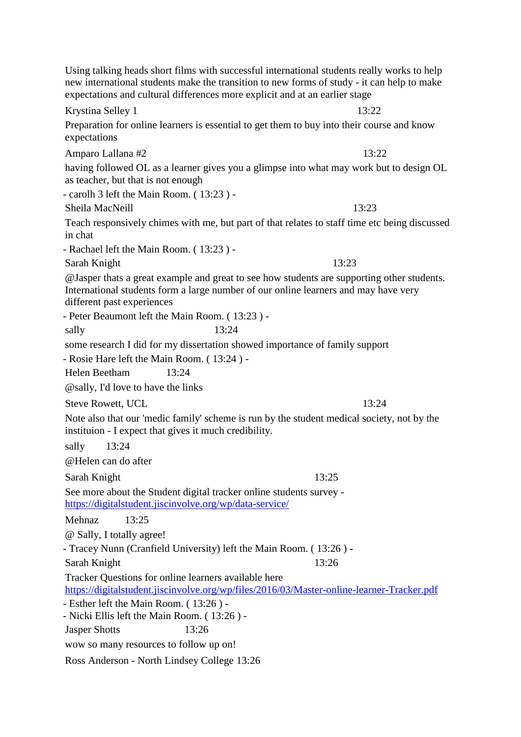Using talking heads short films with successful international students really works to help new international students make the transition to new forms of study - it can help to make expectations and cultural differences more explicit and at an earlier stage

Krystina Selley 1 13:22

Preparation for online learners is essential to get them to buy into their course and know expectations

Amparo Lallana #2 13:22

having followed OL as a learner gives you a glimpse into what may work but to design OL as teacher, but that is not enough

- carolh 3 left the Main Room. ( 13:23 ) -

Sheila MacNeill 13:23

Teach responsively chimes with me, but part of that relates to staff time etc being discussed in chat

- Rachael left the Main Room. ( 13:23 ) -

Sarah Knight 13:23

@Jasper thats a great example and great to see how students are supporting other students. International students form a large number of our online learners and may have very different past experiences

- Peter Beaumont left the Main Room. ( 13:23 ) -

sally 13:24

some research I did for my dissertation showed importance of family support

- Rosie Hare left the Main Room. ( 13:24 ) -

Helen Beetham 13:24

@sally, I'd love to have the links

Steve Rowett, UCL 13:24

Note also that our 'medic family' scheme is run by the student medical society, not by the instituion - I expect that gives it much credibility.

sally 13:24

@Helen can do after

Sarah Knight 13:25

See more about the Student digital tracker online students survey - https://digitalstudent.jiscinvolve.org/wp/data-service/

Mehnaz 13:25

@ Sally, I totally agree!

- Tracey Nunn (Cranfield University) left the Main Room. ( 13:26 ) -

Sarah Knight 13:26

Tracker Questions for online learners available here https://digitalstudent.jiscinvolve.org/wp/files/2016/03/Master-online-learner-Tracker.pdf

- Esther left the Main Room. ( 13:26 ) -

- Nicki Ellis left the Main Room. ( 13:26 ) -

Jasper Shotts 13:26

wow so many resources to follow up on!

Ross Anderson - North Lindsey College 13:26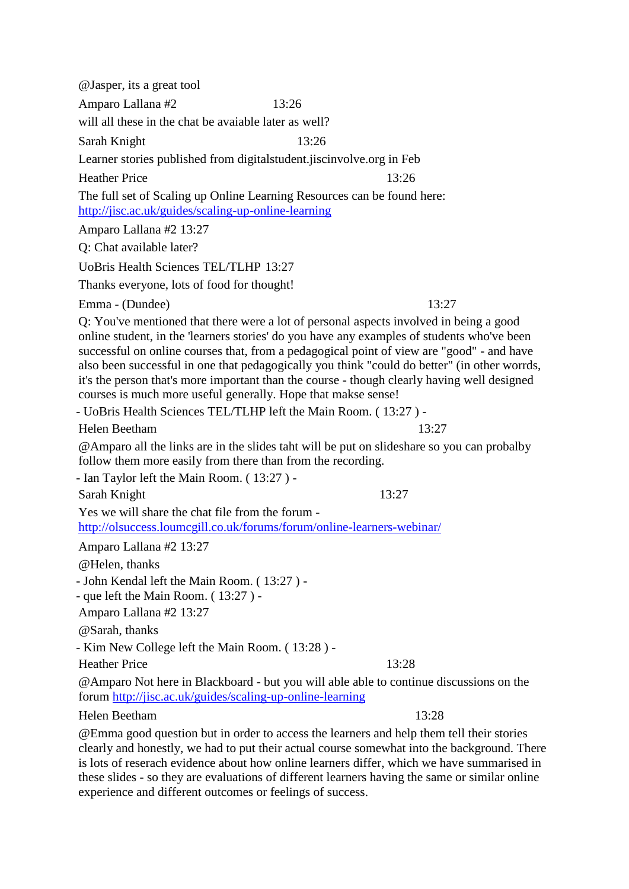@Jasper, its a great tool

Amparo Lallana #2 13:26

will all these in the chat be avaiable later as well?

Sarah Knight 13:26

Learner stories published from digitalstudent.jiscinvolve.org in Feb

Heather Price 13:26

The full set of Scaling up Online Learning Resources can be found here: [http://jisc.ac.uk/guides/scaling-up-online-learning](http://jisc.ac.uk/guides/scaling-up-online-learning)

Amparo Lallana #2 13:27

Q: Chat available later?

UoBris Health Sciences TEL/TLHP 13:27

Thanks everyone, lots of food for thought!

Emma - (Dundee) 13:27

Q: You've mentioned that there were a lot of personal aspects involved in being a good online student, in the 'learners stories' do you have any examples of students who've been successful on online courses that, from a pedagogical point of view are "good" - and have also been successful in one that pedagogically you think "could do better" (in other worrds, it's the person that's more important than the course - though clearly having well designed courses is much more useful generally. Hope that makse sense!

- UoBris Health Sciences TEL/TLHP left the Main Room. ( 13:27 ) -

Helen Beetham 13:27

@Amparo all the links are in the slides taht will be put on slideshare so you can probalby follow them more easily from there than from the recording.

- Ian Taylor left the Main Room. ( 13:27 ) -

Sarah Knight 13:27

Yes we will share the chat file from the forum - [http://olsuccess.loumcgill.co.uk/forums/forum/online-learners-webinar/](http://olsuccess.loumcgill.co.uk/forums/forum/online-learners-webinar/)

Amparo Lallana #2 13:27

@Helen, thanks

- John Kendal left the Main Room. ( 13:27 ) -

- que left the Main Room. ( 13:27 ) -

Amparo Lallana #2 13:27

@Sarah, thanks

- Kim New College left the Main Room. ( 13:28 ) -

Heather Price 13:28

@Amparo Not here in Blackboard - but you will able able to continue discussions on the forum [http://jisc.ac.uk/guides/scaling-up-online-learning](http://jisc.ac.uk/guides/scaling-up-online-learning)

Helen Beetham 13:28

@Emma good question but in order to access the learners and help them tell their stories clearly and honestly, we had to put their actual course somewhat into the background. There is lots of reserach evidence about how online learners differ, which we have summarised in these slides - so they are evaluations of different learners having the same or similar online experience and different outcomes or feelings of success.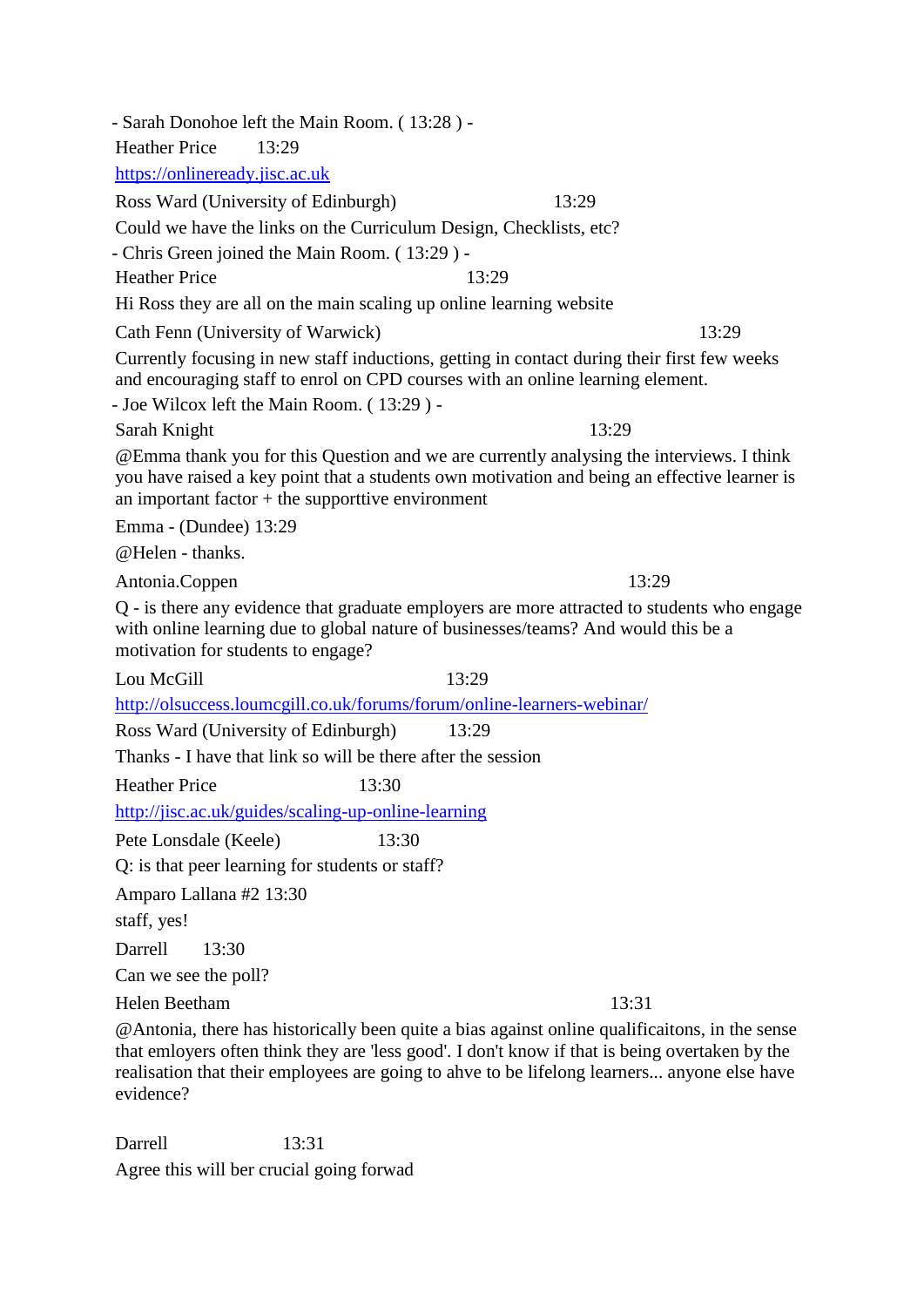- Sarah Donohoe left the Main Room. ( 13:28 ) -

Heather Price 13:29

https://onlineready.jisc.ac.uk

Ross Ward (University of Edinburgh) 13:29

Could we have the links on the Curriculum Design, Checklists, etc?

- Chris Green joined the Main Room. ( 13:29 ) -

Heather Price 13:29

Hi Ross they are all on the main scaling up online learning website

Cath Fenn (University of Warwick) 13:29

Currently focusing in new staff inductions, getting in contact during their first few weeks and encouraging staff to enrol on CPD courses with an online learning element.

- Joe Wilcox left the Main Room. ( 13:29 ) -

Sarah Knight 13:29

@Emma thank you for this Question and we are currently analysing the interviews. I think you have raised a key point that a students own motivation and being an effective learner is an important factor + the supporttive environment

Emma - (Dundee) 13:29

@Helen - thanks.

Antonia.Coppen 13:29

Q - is there any evidence that graduate employers are more attracted to students who engage with online learning due to global nature of businesses/teams? And would this be a motivation for students to engage?

Lou McGill 13:29

http://olsuccess.loumcgill.co.uk/forums/forum/online-learners-webinar/

Ross Ward (University of Edinburgh) 13:29

Thanks - I have that link so will be there after the session

Heather Price 13:30

http://jisc.ac.uk/guides/scaling-up-online-learning

Pete Lonsdale (Keele) 13:30

Q: is that peer learning for students or staff?

Amparo Lallana #2 13:30

staff, yes!

Darrell 13:30

Can we see the poll?

Helen Beetham 13:31

@Antonia, there has historically been quite a bias against online qualificaitons, in the sense that emloyers often think they are 'less good'. I don't know if that is being overtaken by the realisation that their employees are going to ahve to be lifelong learners... anyone else have evidence?

Darrell 13:31

Agree this will ber crucial going forwad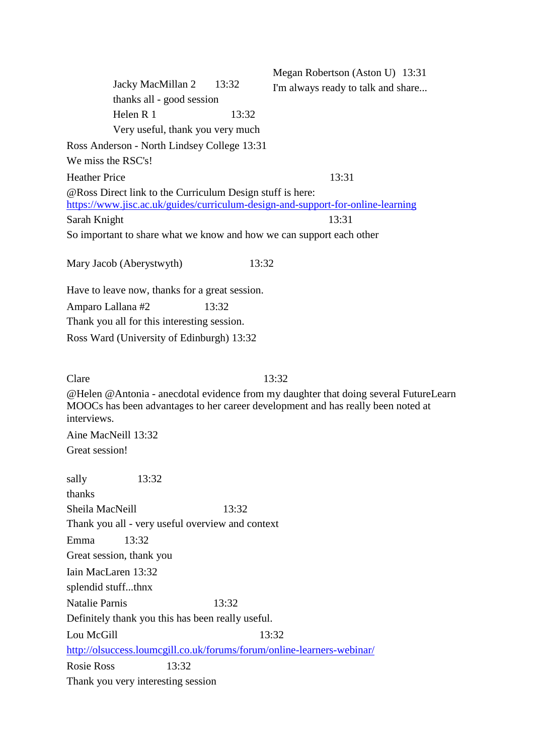Megan Robertson (Aston U) 13:31
I'm always ready to talk and share...

Jacky MacMillan 2 13:32
thanks all - good session

Helen R 1 13:32
Very useful, thank you very much

Ross Anderson - North Lindsey College 13:31
We miss the RSC's!

Heather Price 13:31
@Ross Direct link to the Curriculum Design stuff is here: https://www.jisc.ac.uk/guides/curriculum-design-and-support-for-online-learning

Sarah Knight 13:31
So important to share what we know and how we can support each other

Mary Jacob (Aberystwyth) 13:32

Have to leave now, thanks for a great session.

Amparo Lallana #2 13:32
Thank you all for this interesting session.

Ross Ward (University of Edinburgh) 13:32

Clare 13:32
@Helen @Antonia - anecdotal evidence from my daughter that doing several FutureLearn MOOCs has been advantages to her career development and has really been noted at interviews.

Aine MacNeill 13:32
Great session!

sally 13:32
thanks

Sheila MacNeill 13:32
Thank you all - very useful overview and context

Emma 13:32
Great session, thank you

Iain MacLaren 13:32
splendid stuff...thnx

Natalie Parnis 13:32
Definitely thank you this has been really useful.

Lou McGill 13:32
http://olsuccess.loumcgill.co.uk/forums/forum/online-learners-webinar/

Rosie Ross 13:32
Thank you very interesting session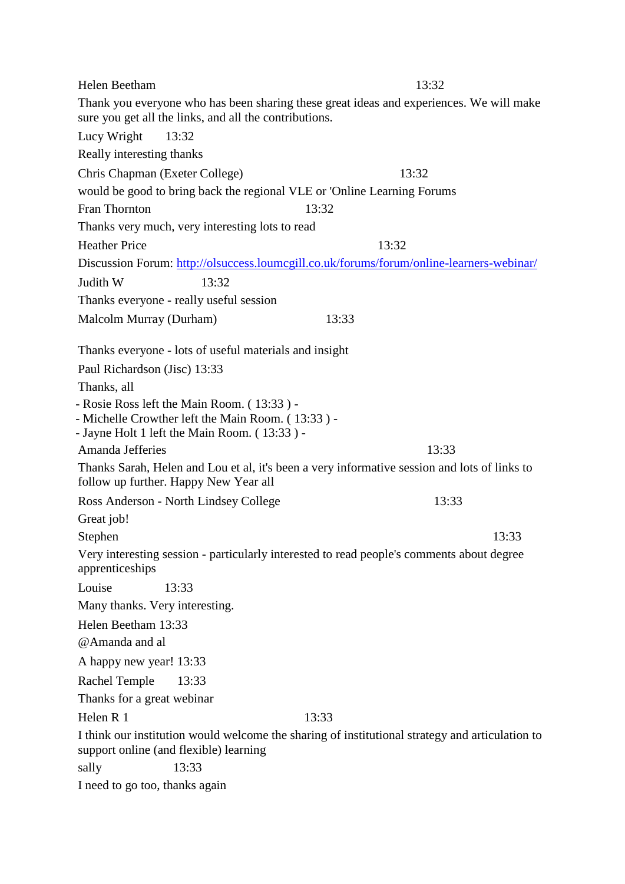Helen Beetham 13:32

Thank you everyone who has been sharing these great ideas and experiences. We will make sure you get all the links, and all the contributions.

Lucy Wright 13:32

Really interesting thanks

Chris Chapman (Exeter College) 13:32

would be good to bring back the regional VLE or 'Online Learning Forums

Fran Thornton 13:32

Thanks very much, very interesting lots to read

Heather Price 13:32

Discussion Forum: [http://olsuccess.loumcgill.co.uk/forums/forum/online-learners-webinar/](http://olsuccess.loumcgill.co.uk/forums/forum/online-learners-webinar/)

Judith W 13:32

Thanks everyone - really useful session

Malcolm Murray (Durham) 13:33

Thanks everyone - lots of useful materials and insight

Paul Richardson (Jisc) 13:33

Thanks, all

- Rosie Ross left the Main Room. ( 13:33 ) -
- Michelle Crowther left the Main Room. ( 13:33 ) -
- Jayne Holt 1 left the Main Room. ( 13:33 ) -

Amanda Jefferies 13:33

Thanks Sarah, Helen and Lou et al, it's been a very informative session and lots of links to follow up further. Happy New Year all

Ross Anderson - North Lindsey College 13:33

Great job!

Stephen 13:33

Very interesting session - particularly interested to read people's comments about degree apprenticeships

Louise 13:33

Many thanks. Very interesting.

Helen Beetham 13:33

@Amanda and al

A happy new year! 13:33

Rachel Temple 13:33

Thanks for a great webinar

Helen R 1 13:33

I think our institution would welcome the sharing of institutional strategy and articulation to support online (and flexible) learning

sally 13:33

I need to go too, thanks again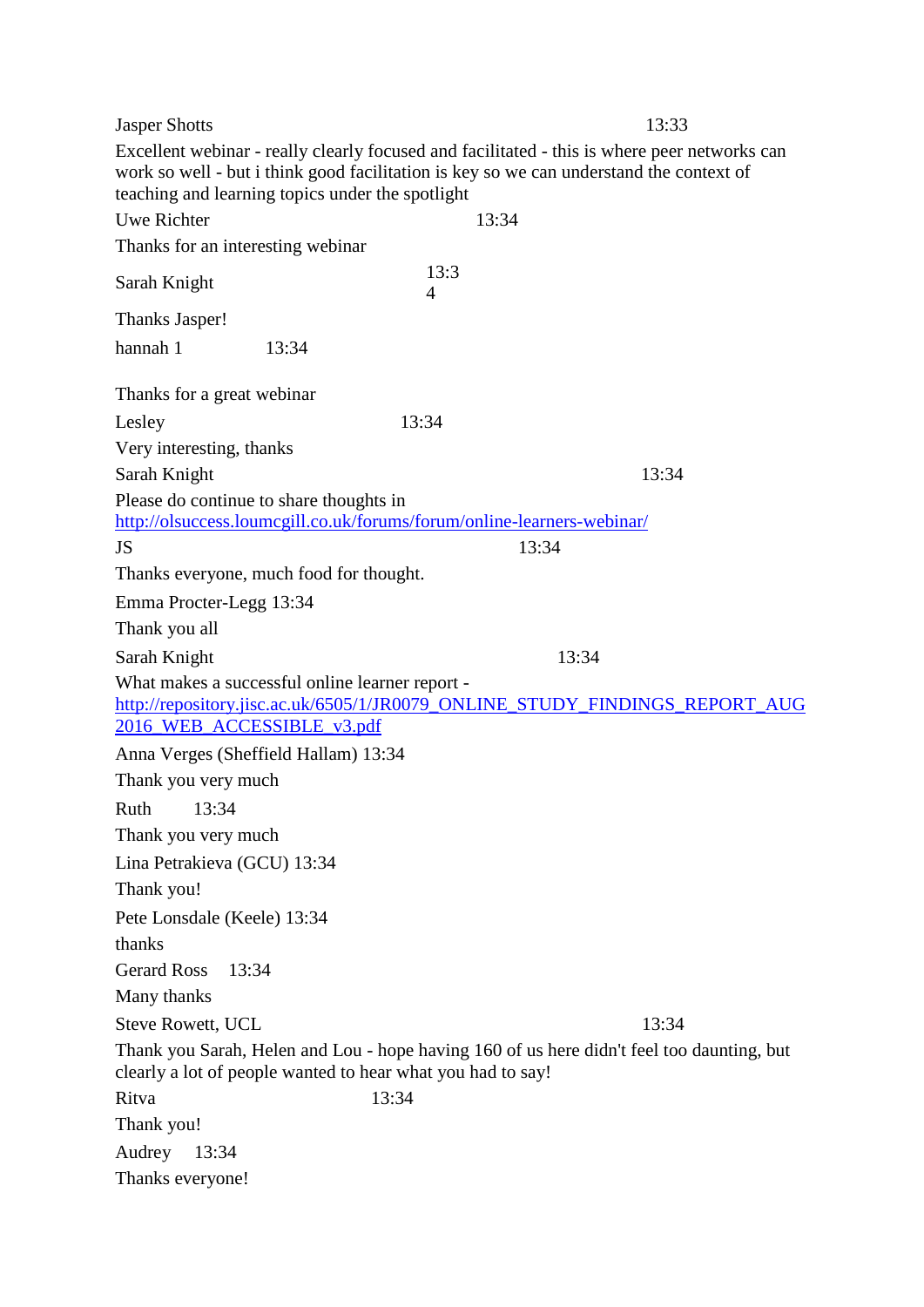Jasper Shotts 13:33

Excellent webinar - really clearly focused and facilitated - this is where peer networks can work so well - but i think good facilitation is key so we can understand the context of teaching and learning topics under the spotlight

Uwe Richter 13:34

Thanks for an interesting webinar

Sarah Knight 13:34

Thanks Jasper!

hannah 1 13:34

Thanks for a great webinar

Lesley 13:34

Very interesting, thanks

Sarah Knight 13:34

Please do continue to share thoughts in http://olsuccess.loumcgill.co.uk/forums/forum/online-learners-webinar/

JS 13:34

Thanks everyone, much food for thought.

Emma Procter-Legg 13:34

Thank you all

Sarah Knight 13:34

What makes a successful online learner report - http://repository.jisc.ac.uk/6505/1/JR0079_ONLINE_STUDY_FINDINGS_REPORT_AUG2016_WEB_ACCESSIBLE_v3.pdf

Anna Verges (Sheffield Hallam) 13:34

Thank you very much

Ruth 13:34

Thank you very much

Lina Petrakieva (GCU) 13:34

Thank you!

Pete Lonsdale (Keele) 13:34

thanks

Gerard Ross 13:34

Many thanks

Steve Rowett, UCL 13:34

Thank you Sarah, Helen and Lou - hope having 160 of us here didn't feel too daunting, but clearly a lot of people wanted to hear what you had to say!

Ritva 13:34

Thank you!

Audrey 13:34

Thanks everyone!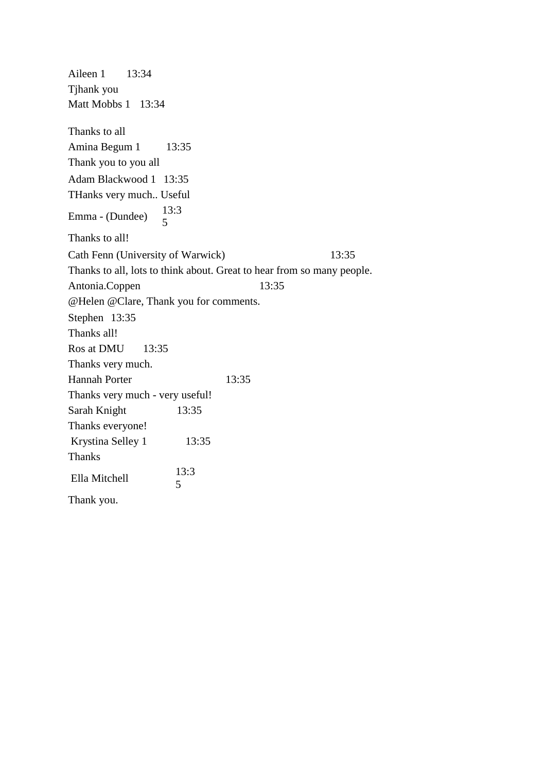Aileen 1 13:34

Tjhank you

Matt Mobbs 1 13:34

Thanks to all

Amina Begum 1 13:35

Thank you to you all

Adam Blackwood 1 13:35

THanks very much.. Useful

Emma - (Dundee) 13:35

Thanks to all!

Cath Fenn (University of Warwick) 13:35

Thanks to all, lots to think about. Great to hear from so many people.

Antonia.Coppen 13:35

@Helen @Clare, Thank you for comments.

Stephen 13:35

Thanks all!

Ros at DMU 13:35

Thanks very much.

Hannah Porter 13:35

Thanks very much - very useful!

Sarah Knight 13:35

Thanks everyone!

Krystina Selley 1 13:35

Thanks

Ella Mitchell 13:35

Thank you.